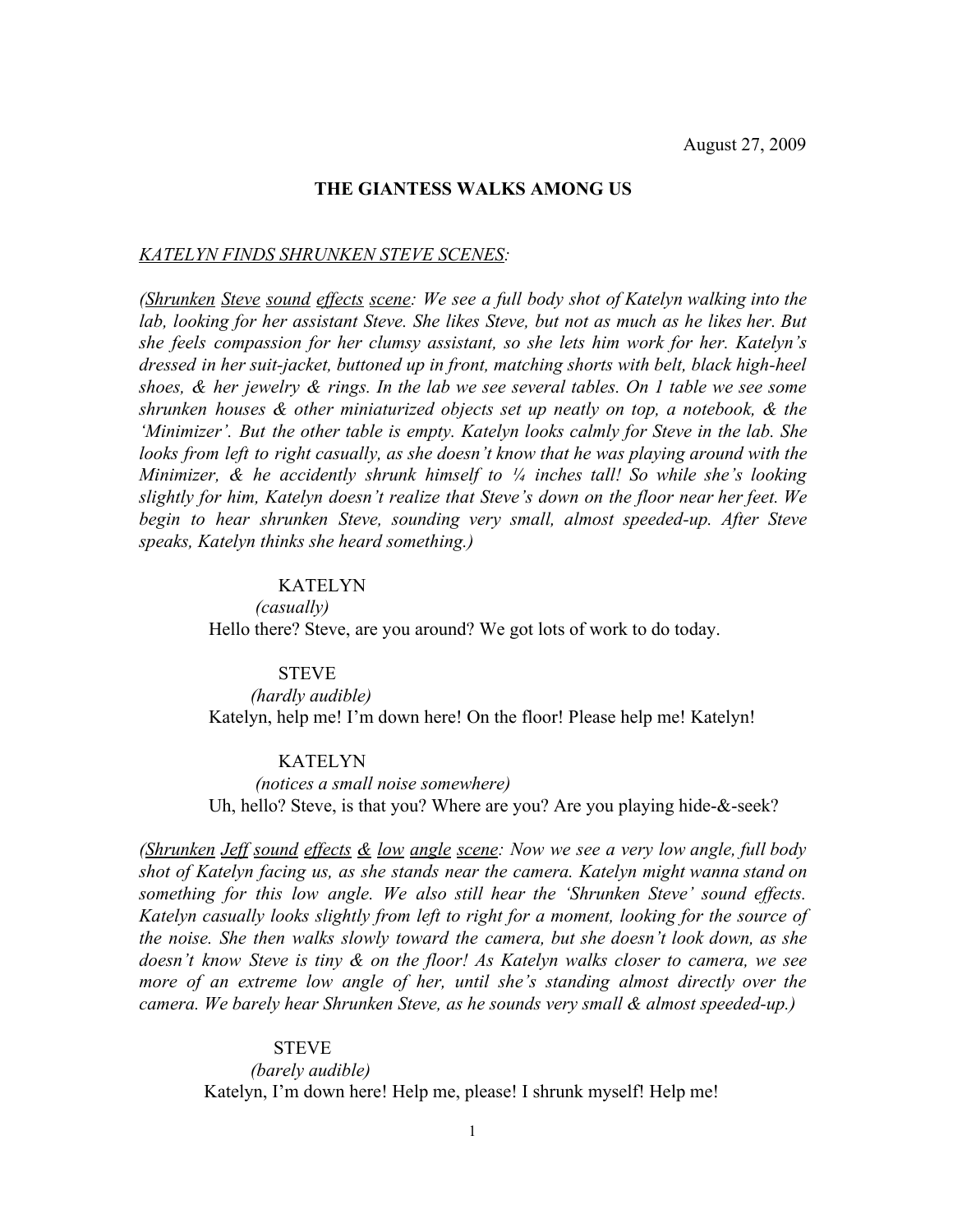August 27, 2009

**THE GIANTESS WALKS AMONG US**

*KATELYN FINDS SHRUNKEN STEVE SCENES:*

*(Shrunken Steve sound effects scene: We see a full body shot of Katelyn walking into the lab, looking for her assistant Steve. She likes Steve, but not as much as he likes her. But she feels compassion for her clumsy assistant, so she lets him work for her. Katelyn's dressed in her suit-jacket, buttoned up in front, matching shorts with belt, black high-heel shoes, & her jewelry & rings. In the lab we see several tables. On 1 table we see some shrunken houses & other miniaturized objects set up neatly on top, a notebook, & the 'Minimizer'. But the other table is empty. Katelyn looks calmly for Steve in the lab. She looks from left to right casually, as she doesn't know that he was playing around with the Minimizer, & he accidently shrunk himself to ¼ inches tall! So while she's looking slightly for him, Katelyn doesn't realize that Steve's down on the floor near her feet. We begin to hear shrunken Steve, sounding very small, almost speeded-up. After Steve speaks, Katelyn thinks she heard something.)*

KATELYN
*(casually)*
Hello there? Steve, are you around? We got lots of work to do today.

STEVE
*(hardly audible)*
Katelyn, help me! I'm down here! On the floor! Please help me! Katelyn!

KATELYN
*(notices a small noise somewhere)*
Uh, hello? Steve, is that you? Where are you? Are you playing hide-&-seek?

*(Shrunken Jeff sound effects & low angle scene: Now we see a very low angle, full body shot of Katelyn facing us, as she stands near the camera. Katelyn might wanna stand on something for this low angle. We also still hear the 'Shrunken Steve' sound effects. Katelyn casually looks slightly from left to right for a moment, looking for the source of the noise. She then walks slowly toward the camera, but she doesn't look down, as she doesn't know Steve is tiny & on the floor! As Katelyn walks closer to camera, we see more of an extreme low angle of her, until she's standing almost directly over the camera. We barely hear Shrunken Steve, as he sounds very small & almost speeded-up.)*

STEVE
*(barely audible)*
Katelyn, I'm down here! Help me, please! I shrunk myself! Help me!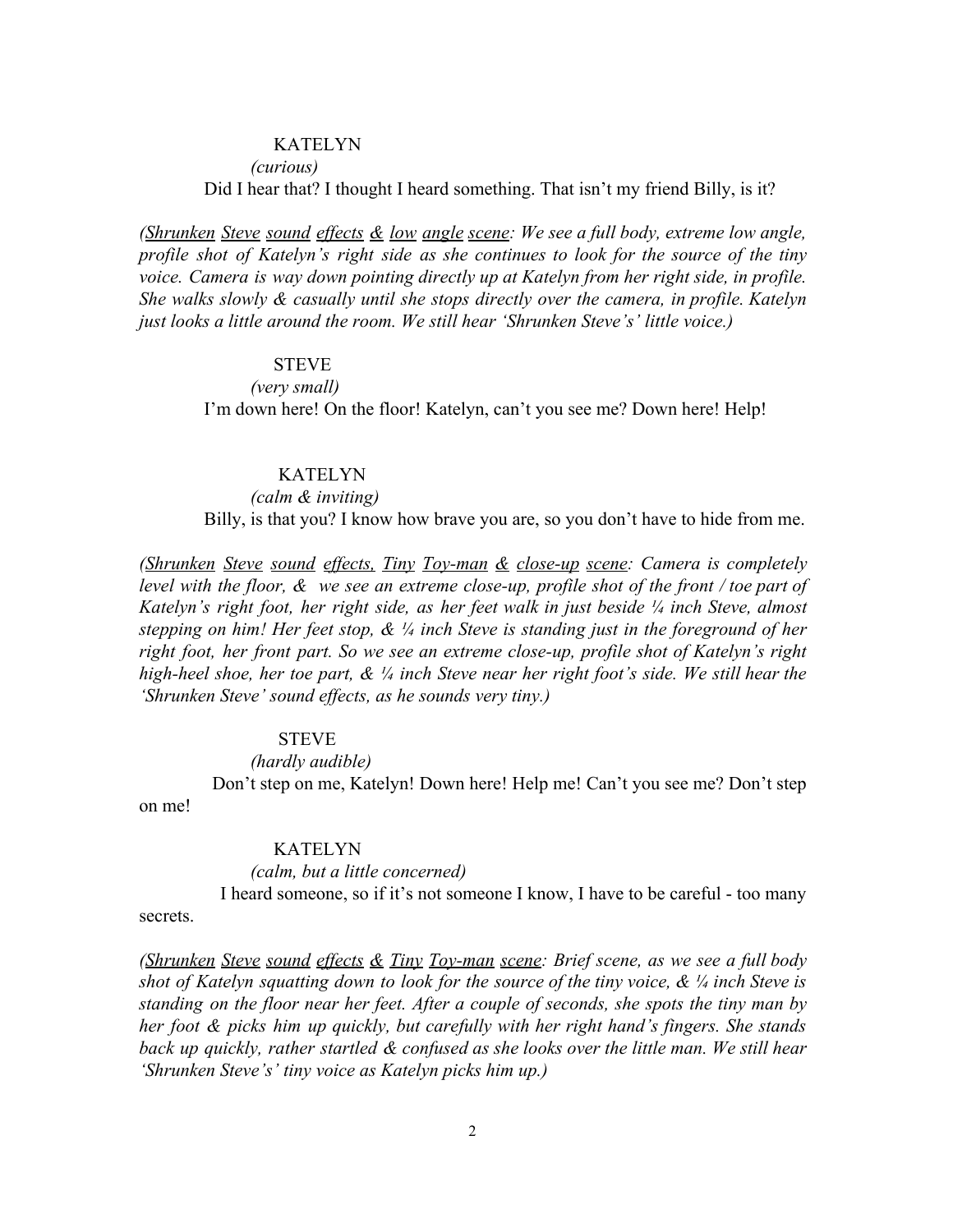KATELYN

*(curious)*

Did I hear that? I thought I heard something. That isn't my friend Billy, is it?

*(<u>Shrunken Steve sound effects & low angle scene</u>: We see a full body, extreme low angle, profile shot of Katelyn's right side as she continues to look for the source of the tiny voice. Camera is way down pointing directly up at Katelyn from her right side, in profile. She walks slowly & casually until she stops directly over the camera, in profile. Katelyn just looks a little around the room. We still hear 'Shrunken Steve's' little voice.)*

STEVE

*(very small)*

I'm down here! On the floor! Katelyn, can't you see me? Down here! Help!

KATELYN

*(calm & inviting)*

Billy, is that you? I know how brave you are, so you don't have to hide from me.

*(<u>Shrunken Steve sound effects, Tiny Toy-man & close-up scene</u>: Camera is completely level with the floor, & we see an extreme close-up, profile shot of the front / toe part of Katelyn's right foot, her right side, as her feet walk in just beside ¼ inch Steve, almost stepping on him! Her feet stop, & ¼ inch Steve is standing just in the foreground of her right foot, her front part. So we see an extreme close-up, profile shot of Katelyn's right high-heel shoe, her toe part, & ¼ inch Steve near her right foot's side. We still hear the 'Shrunken Steve' sound effects, as he sounds very tiny.)*

STEVE

*(hardly audible)*

Don't step on me, Katelyn! Down here! Help me! Can't you see me? Don't step on me!

KATELYN

*(calm, but a little concerned)*

I heard someone, so if it's not someone I know, I have to be careful - too many secrets.

*(<u>Shrunken Steve sound effects & Tiny Toy-man scene</u>: Brief scene, as we see a full body shot of Katelyn squatting down to look for the source of the tiny voice, & ¼ inch Steve is standing on the floor near her feet. After a couple of seconds, she spots the tiny man by her foot & picks him up quickly, but carefully with her right hand's fingers. She stands back up quickly, rather startled & confused as she looks over the little man. We still hear 'Shrunken Steve's' tiny voice as Katelyn picks him up.)*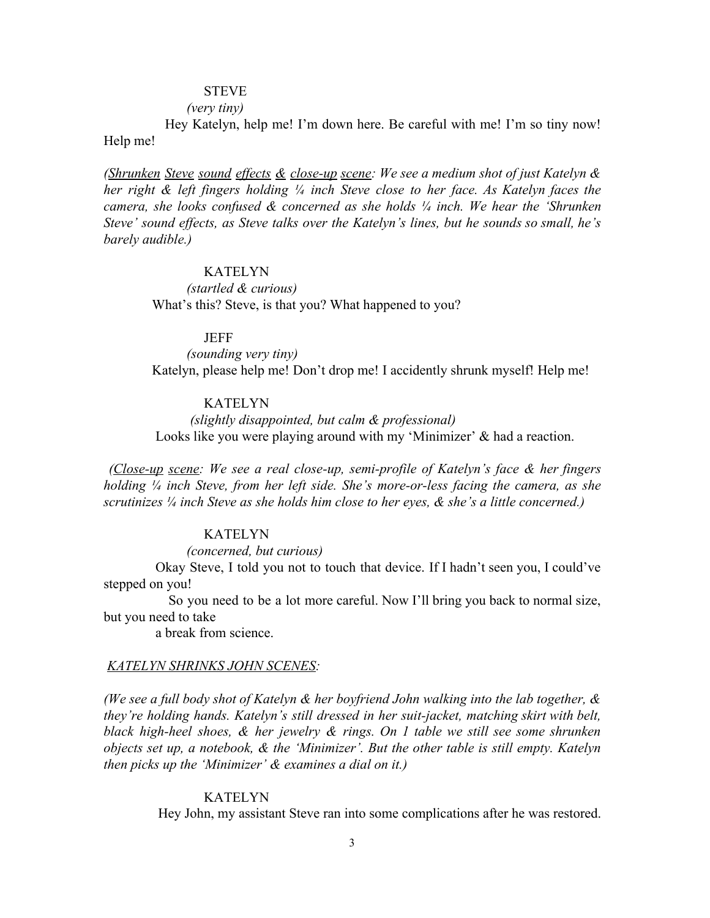STEVE

*(very tiny)*

Hey Katelyn, help me! I'm down here. Be careful with me! I'm so tiny now! Help me!

*(<u>Shrunken Steve sound effects & close-up scene</u>: We see a medium shot of just Katelyn & her right & left fingers holding ¼ inch Steve close to her face. As Katelyn faces the camera, she looks confused & concerned as she holds ¼ inch. We hear the 'Shrunken Steve' sound effects, as Steve talks over the Katelyn's lines, but he sounds so small, he's barely audible.)*

KATELYN

*(startled & curious)*

What's this? Steve, is that you? What happened to you?

JEFF

*(sounding very tiny)*

Katelyn, please help me! Don't drop me! I accidently shrunk myself! Help me!

KATELYN

*(slightly disappointed, but calm & professional)*

Looks like you were playing around with my 'Minimizer' & had a reaction.

*(<u>Close-up scene</u>: We see a real close-up, semi-profile of Katelyn's face & her fingers holding ¼ inch Steve, from her left side. She's more-or-less facing the camera, as she scrutinizes ¼ inch Steve as she holds him close to her eyes, & she's a little concerned.)*

KATELYN

*(concerned, but curious)*

Okay Steve, I told you not to touch that device. If I hadn't seen you, I could've stepped on you!

So you need to be a lot more careful. Now I'll bring you back to normal size, but you need to take

a break from science.

*<u>KATELYN SHRINKS JOHN SCENES</u>:*

*(We see a full body shot of Katelyn & her boyfriend John walking into the lab together, & they're holding hands. Katelyn's still dressed in her suit-jacket, matching skirt with belt, black high-heel shoes, & her jewelry & rings. On 1 table we still see some shrunken objects set up, a notebook, & the 'Minimizer'. But the other table is still empty. Katelyn then picks up the 'Minimizer' & examines a dial on it.)*

KATELYN

Hey John, my assistant Steve ran into some complications after he was restored.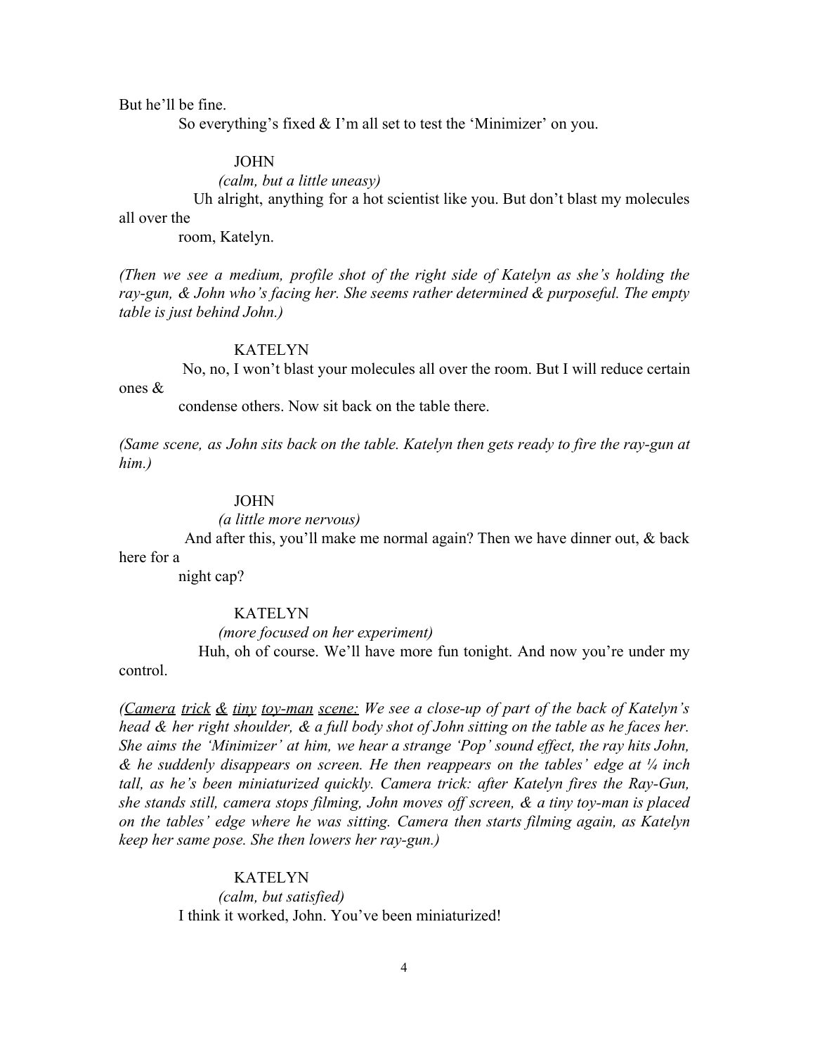But he'll be fine.

So everything's fixed & I'm all set to test the 'Minimizer' on you.

JOHN

*(calm, but a little uneasy)*

Uh alright, anything for a hot scientist like you. But don't blast my molecules all over the room, Katelyn.

*(Then we see a medium, profile shot of the right side of Katelyn as she's holding the ray-gun, & John who's facing her. She seems rather determined & purposeful. The empty table is just behind John.)*

KATELYN

No, no, I won't blast your molecules all over the room. But I will reduce certain ones & condense others. Now sit back on the table there.

*(Same scene, as John sits back on the table. Katelyn then gets ready to fire the ray-gun at him.)*

JOHN

*(a little more nervous)*

And after this, you'll make me normal again? Then we have dinner out, & back here for a night cap?

KATELYN

*(more focused on her experiment)*

Huh, oh of course. We'll have more fun tonight. And now you're under my control.

*(<u>Camera trick & tiny toy-man scene:</u> We see a close-up of part of the back of Katelyn's head & her right shoulder, & a full body shot of John sitting on the table as he faces her. She aims the 'Minimizer' at him, we hear a strange 'Pop' sound effect, the ray hits John, & he suddenly disappears on screen. He then reappears on the tables' edge at ¼ inch tall, as he's been miniaturized quickly. Camera trick: after Katelyn fires the Ray-Gun, she stands still, camera stops filming, John moves off screen, & a tiny toy-man is placed on the tables' edge where he was sitting. Camera then starts filming again, as Katelyn keep her same pose. She then lowers her ray-gun.)*

KATELYN

*(calm, but satisfied)*

I think it worked, John. You've been miniaturized!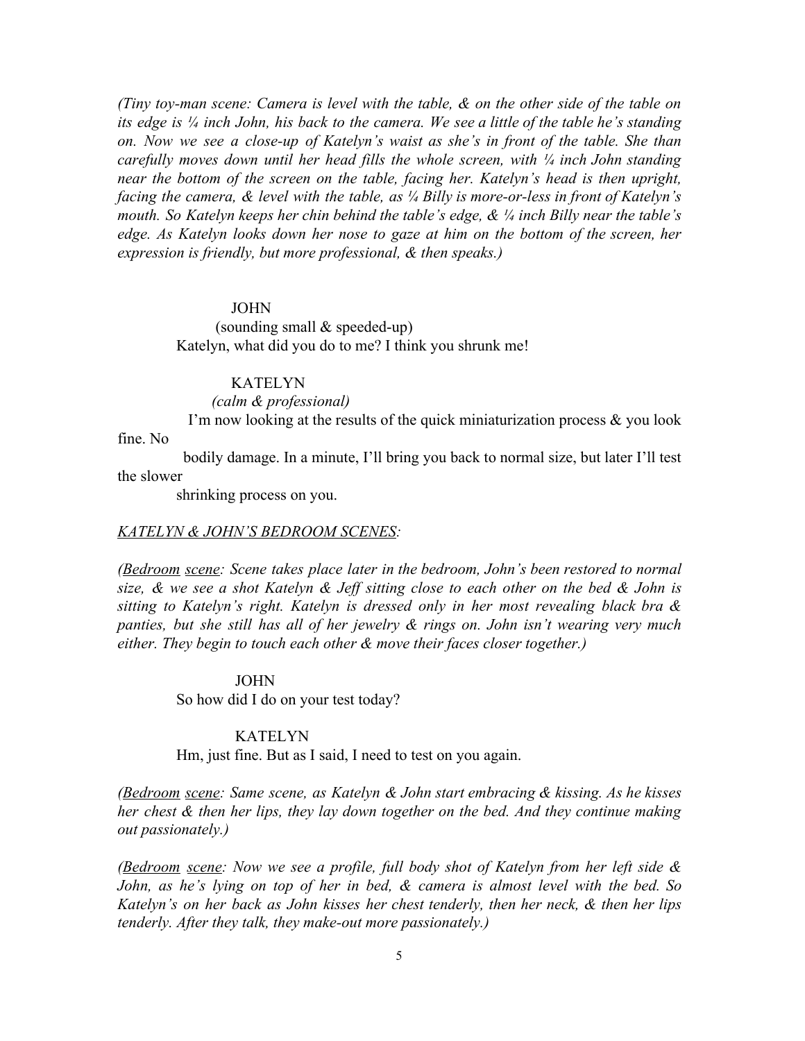*(Tiny toy-man scene: Camera is level with the table, & on the other side of the table on its edge is ¼ inch John, his back to the camera. We see a little of the table he's standing on. Now we see a close-up of Katelyn's waist as she's in front of the table. She than carefully moves down until her head fills the whole screen, with ¼ inch John standing near the bottom of the screen on the table, facing her. Katelyn's head is then upright, facing the camera, & level with the table, as ¼ Billy is more-or-less in front of Katelyn's mouth. So Katelyn keeps her chin behind the table's edge, & ¼ inch Billy near the table's edge. As Katelyn looks down her nose to gaze at him on the bottom of the screen, her expression is friendly, but more professional, & then speaks.)*

JOHN
(sounding small & speeded-up)
Katelyn, what did you do to me? I think you shrunk me!

KATELYN
*(calm & professional)*
I'm now looking at the results of the quick miniaturization process & you look fine. No
bodily damage. In a minute, I'll bring you back to normal size, but later I'll test the slower
shrinking process on you.

*<u>KATELYN & JOHN'S BEDROOM SCENES</u>:*

*(<u>Bedroom</u> <u>scene</u>: Scene takes place later in the bedroom, John's been restored to normal size, & we see a shot Katelyn & Jeff sitting close to each other on the bed & John is sitting to Katelyn's right. Katelyn is dressed only in her most revealing black bra & panties, but she still has all of her jewelry & rings on. John isn't wearing very much either. They begin to touch each other & move their faces closer together.)*

JOHN
So how did I do on your test today?

KATELYN
Hm, just fine. But as I said, I need to test on you again.

*(<u>Bedroom</u> <u>scene</u>: Same scene, as Katelyn & John start embracing & kissing. As he kisses her chest & then her lips, they lay down together on the bed. And they continue making out passionately.)*

*(<u>Bedroom</u> <u>scene</u>: Now we see a profile, full body shot of Katelyn from her left side & John, as he's lying on top of her in bed, & camera is almost level with the bed. So Katelyn's on her back as John kisses her chest tenderly, then her neck, & then her lips tenderly. After they talk, they make-out more passionately.)*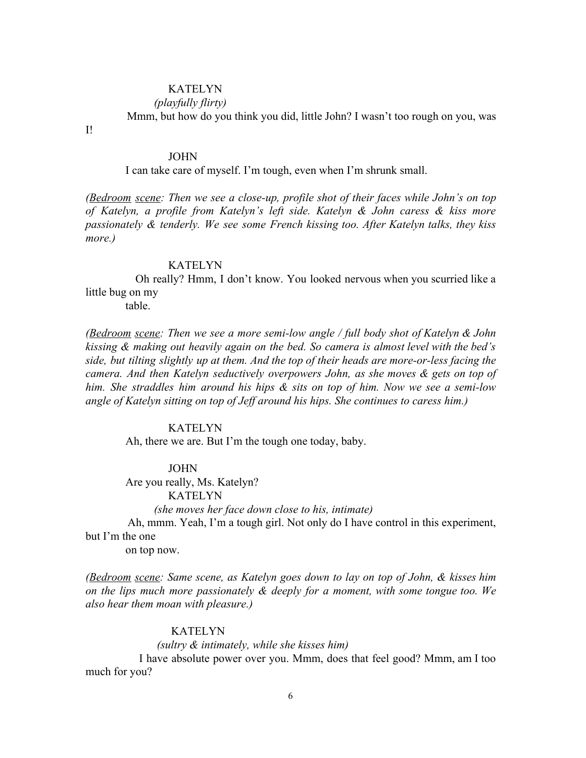KATELYN

*(playfully flirty)*

Mmm, but how do you think you did, little John? I wasn't too rough on you, was I!

JOHN

I can take care of myself. I'm tough, even when I'm shrunk small.

*(<u>Bedroom</u> <u>scene</u>: Then we see a close-up, profile shot of their faces while John's on top of Katelyn, a profile from Katelyn's left side. Katelyn & John caress & kiss more passionately & tenderly. We see some French kissing too. After Katelyn talks, they kiss more.)*

KATELYN

Oh really? Hmm, I don't know. You looked nervous when you scurried like a little bug on my table.

*(<u>Bedroom</u> <u>scene</u>: Then we see a more semi-low angle / full body shot of Katelyn & John kissing & making out heavily again on the bed. So camera is almost level with the bed's side, but tilting slightly up at them. And the top of their heads are more-or-less facing the camera. And then Katelyn seductively overpowers John, as she moves & gets on top of him. She straddles him around his hips & sits on top of him. Now we see a semi-low angle of Katelyn sitting on top of Jeff around his hips. She continues to caress him.)*

KATELYN

Ah, there we are. But I'm the tough one today, baby.

JOHN

Are you really, Ms. Katelyn?

KATELYN

*(she moves her face down close to his, intimate)*

Ah, mmm. Yeah, I'm a tough girl. Not only do I have control in this experiment, but I'm the one on top now.

*(<u>Bedroom</u> <u>scene</u>: Same scene, as Katelyn goes down to lay on top of John, & kisses him on the lips much more passionately & deeply for a moment, with some tongue too. We also hear them moan with pleasure.)*

KATELYN

*(sultry & intimately, while she kisses him)*

I have absolute power over you. Mmm, does that feel good? Mmm, am I too much for you?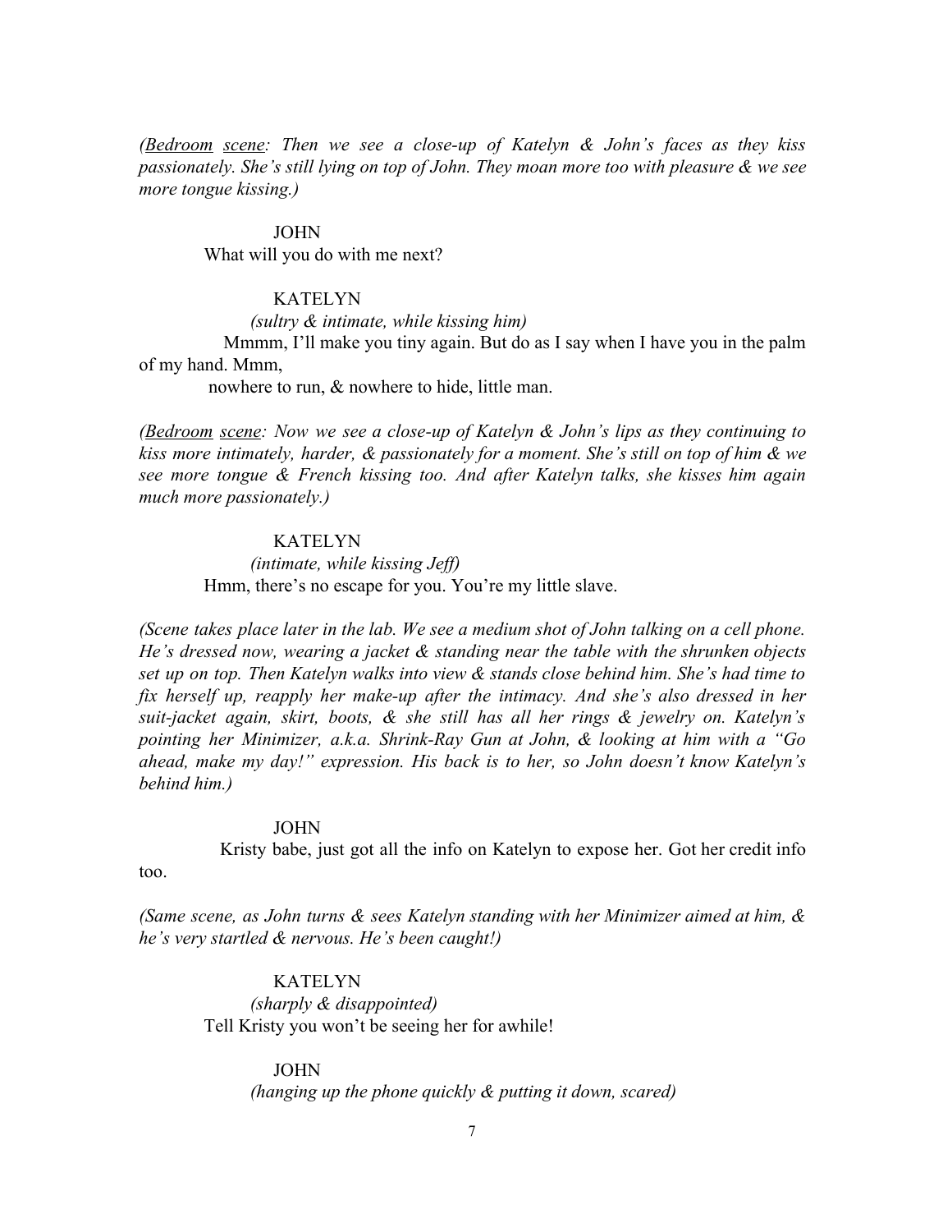*(<u>Bedroom</u> <u>scene</u>: Then we see a close-up of Katelyn & John's faces as they kiss passionately. She's still lying on top of John. They moan more too with pleasure & we see more tongue kissing.)*

JOHN

What will you do with me next?

KATELYN

*(sultry & intimate, while kissing him)*

Mmmm, I'll make you tiny again. But do as I say when I have you in the palm of my hand. Mmm,

nowhere to run, & nowhere to hide, little man.

*(<u>Bedroom</u> <u>scene</u>: Now we see a close-up of Katelyn & John's lips as they continuing to kiss more intimately, harder, & passionately for a moment. She's still on top of him & we see more tongue & French kissing too. And after Katelyn talks, she kisses him again much more passionately.)*

KATELYN

*(intimate, while kissing Jeff)*

Hmm, there's no escape for you. You're my little slave.

*(Scene takes place later in the lab. We see a medium shot of John talking on a cell phone. He's dressed now, wearing a jacket & standing near the table with the shrunken objects set up on top. Then Katelyn walks into view & stands close behind him. She's had time to fix herself up, reapply her make-up after the intimacy. And she's also dressed in her suit-jacket again, skirt, boots, & she still has all her rings & jewelry on. Katelyn's pointing her Minimizer, a.k.a. Shrink-Ray Gun at John, & looking at him with a "Go ahead, make my day!" expression. His back is to her, so John doesn't know Katelyn's behind him.)*

JOHN

Kristy babe, just got all the info on Katelyn to expose her. Got her credit info too.

*(Same scene, as John turns & sees Katelyn standing with her Minimizer aimed at him, & he's very startled & nervous. He's been caught!)*

KATELYN

*(sharply & disappointed)*

Tell Kristy you won't be seeing her for awhile!

JOHN

*(hanging up the phone quickly & putting it down, scared)*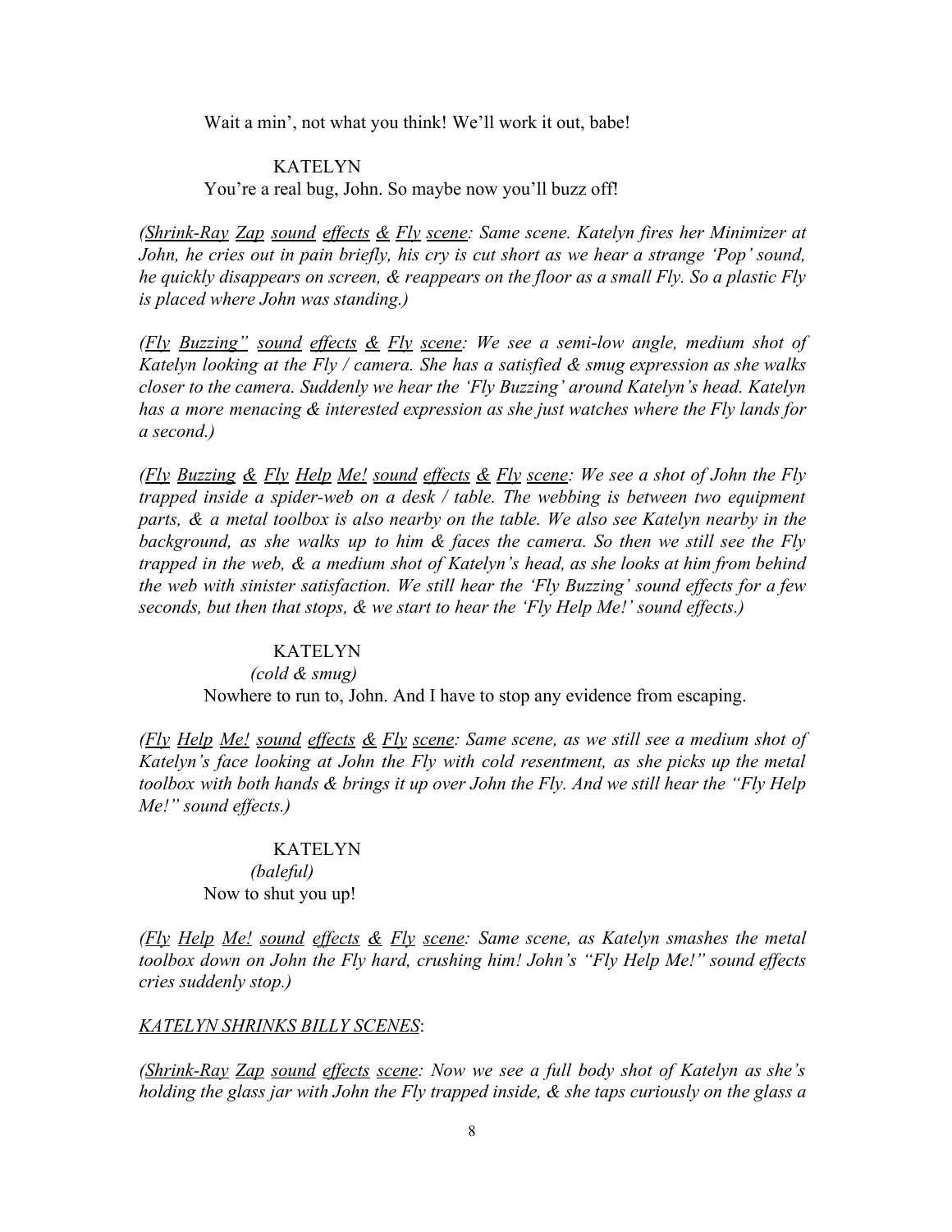Wait a min', not what you think! We'll work it out, babe!

KATELYN

You're a real bug, John. So maybe now you'll buzz off!

*(<u>Shrink-Ray</u> <u>Zap</u> <u>sound</u> <u>effects</u> <u>&</u> <u>Fly</u> <u>scene</u>: Same scene. Katelyn fires her Minimizer at John, he cries out in pain briefly, his cry is cut short as we hear a strange 'Pop' sound, he quickly disappears on screen, & reappears on the floor as a small Fly. So a plastic Fly is placed where John was standing.)*

*(<u>Fly</u> <u>Buzzing"</u> <u>sound</u> <u>effects</u> <u>&</u> <u>Fly</u> <u>scene</u>: We see a semi-low angle, medium shot of Katelyn looking at the Fly / camera. She has a satisfied & smug expression as she walks closer to the camera. Suddenly we hear the 'Fly Buzzing' around Katelyn's head. Katelyn has a more menacing & interested expression as she just watches where the Fly lands for a second.)*

*(<u>Fly</u> <u>Buzzing</u> <u>&</u> <u>Fly</u> <u>Help</u> <u>Me!</u> <u>sound</u> <u>effects</u> <u>&</u> <u>Fly</u> <u>scene</u>: We see a shot of John the Fly trapped inside a spider-web on a desk / table. The webbing is between two equipment parts, & a metal toolbox is also nearby on the table. We also see Katelyn nearby in the background, as she walks up to him & faces the camera. So then we still see the Fly trapped in the web, & a medium shot of Katelyn's head, as she looks at him from behind the web with sinister satisfaction. We still hear the 'Fly Buzzing' sound effects for a few seconds, but then that stops, & we start to hear the 'Fly Help Me!' sound effects.)*

KATELYN

*(cold & smug)*

Nowhere to run to, John. And I have to stop any evidence from escaping.

*(<u>Fly</u> <u>Help</u> <u>Me!</u> <u>sound</u> <u>effects</u> <u>&</u> <u>Fly</u> <u>scene</u>: Same scene, as we still see a medium shot of Katelyn's face looking at John the Fly with cold resentment, as she picks up the metal toolbox with both hands & brings it up over John the Fly. And we still hear the "Fly Help Me!" sound effects.)*

KATELYN

*(baleful)*

Now to shut you up!

*(<u>Fly</u> <u>Help</u> <u>Me!</u> <u>sound</u> <u>effects</u> <u>&</u> <u>Fly</u> <u>scene</u>: Same scene, as Katelyn smashes the metal toolbox down on John the Fly hard, crushing him! John's "Fly Help Me!" sound effects cries suddenly stop.)*

*<u>KATELYN SHRINKS BILLY SCENES</u>*:

*(<u>Shrink-Ray</u> <u>Zap</u> <u>sound</u> <u>effects</u> <u>scene</u>: Now we see a full body shot of Katelyn as she's holding the glass jar with John the Fly trapped inside, & she taps curiously on the glass a*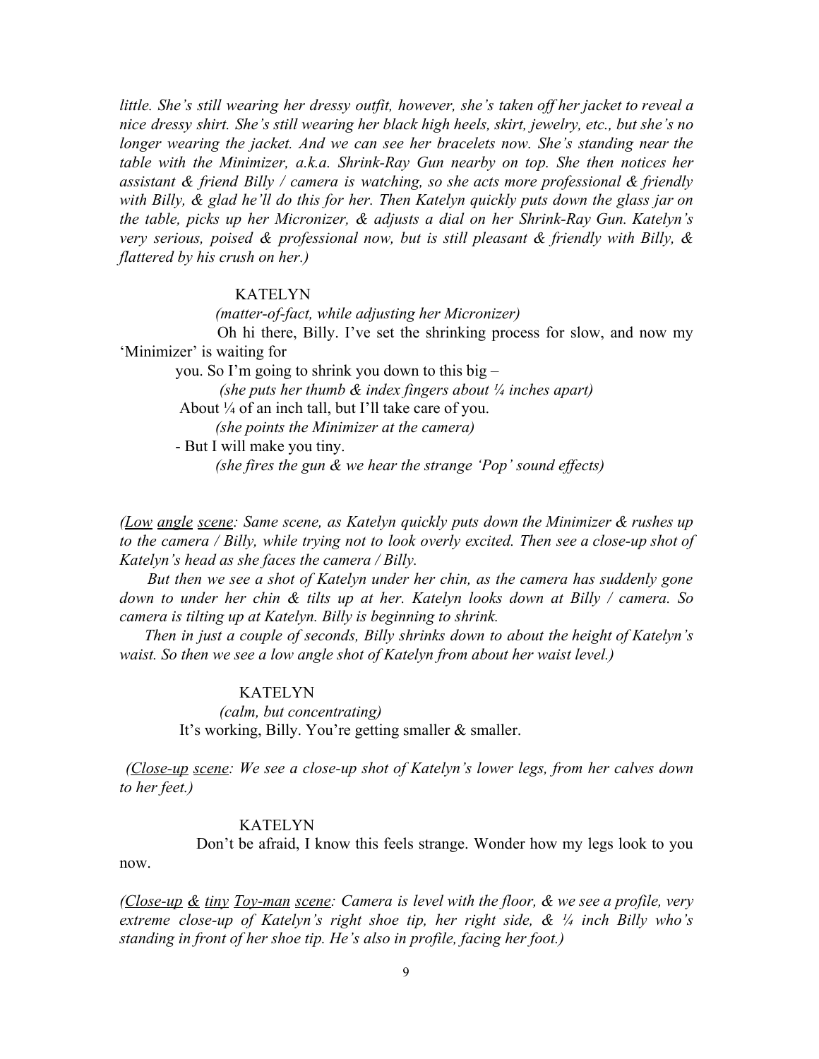*little. She's still wearing her dressy outfit, however, she's taken off her jacket to reveal a nice dressy shirt. She's still wearing her black high heels, skirt, jewelry, etc., but she's no longer wearing the jacket. And we can see her bracelets now. She's standing near the table with the Minimizer, a.k.a. Shrink-Ray Gun nearby on top. She then notices her assistant & friend Billy / camera is watching, so she acts more professional & friendly with Billy, & glad he'll do this for her. Then Katelyn quickly puts down the glass jar on the table, picks up her Micronizer, & adjusts a dial on her Shrink-Ray Gun. Katelyn's very serious, poised & professional now, but is still pleasant & friendly with Billy, & flattered by his crush on her.)*

KATELYN

*(matter-of-fact, while adjusting her Micronizer)*

Oh hi there, Billy. I've set the shrinking process for slow, and now my 'Minimizer' is waiting for

you. So I'm going to shrink you down to this big –

*(she puts her thumb & index fingers about ¼ inches apart)*

About ¼ of an inch tall, but I'll take care of you.

*(she points the Minimizer at the camera)*

\- But I will make you tiny.

*(she fires the gun & we hear the strange 'Pop' sound effects)*

*(<u>Low</u> <u>angle</u> <u>scene</u>: Same scene, as Katelyn quickly puts down the Minimizer & rushes up to the camera / Billy, while trying not to look overly excited. Then see a close-up shot of Katelyn's head as she faces the camera / Billy.*

*But then we see a shot of Katelyn under her chin, as the camera has suddenly gone down to under her chin & tilts up at her. Katelyn looks down at Billy / camera. So camera is tilting up at Katelyn. Billy is beginning to shrink.*

*Then in just a couple of seconds, Billy shrinks down to about the height of Katelyn's waist. So then we see a low angle shot of Katelyn from about her waist level.)*

KATELYN

*(calm, but concentrating)*

It's working, Billy. You're getting smaller & smaller.

*(<u>Close-up</u> <u>scene</u>: We see a close-up shot of Katelyn's lower legs, from her calves down to her feet.)*

KATELYN

Don't be afraid, I know this feels strange. Wonder how my legs look to you now.

*(<u>Close-up</u> <u>&</u> <u>tiny</u> <u>Toy-man</u> <u>scene</u>: Camera is level with the floor, & we see a profile, very extreme close-up of Katelyn's right shoe tip, her right side, & ¼ inch Billy who's standing in front of her shoe tip. He's also in profile, facing her foot.)*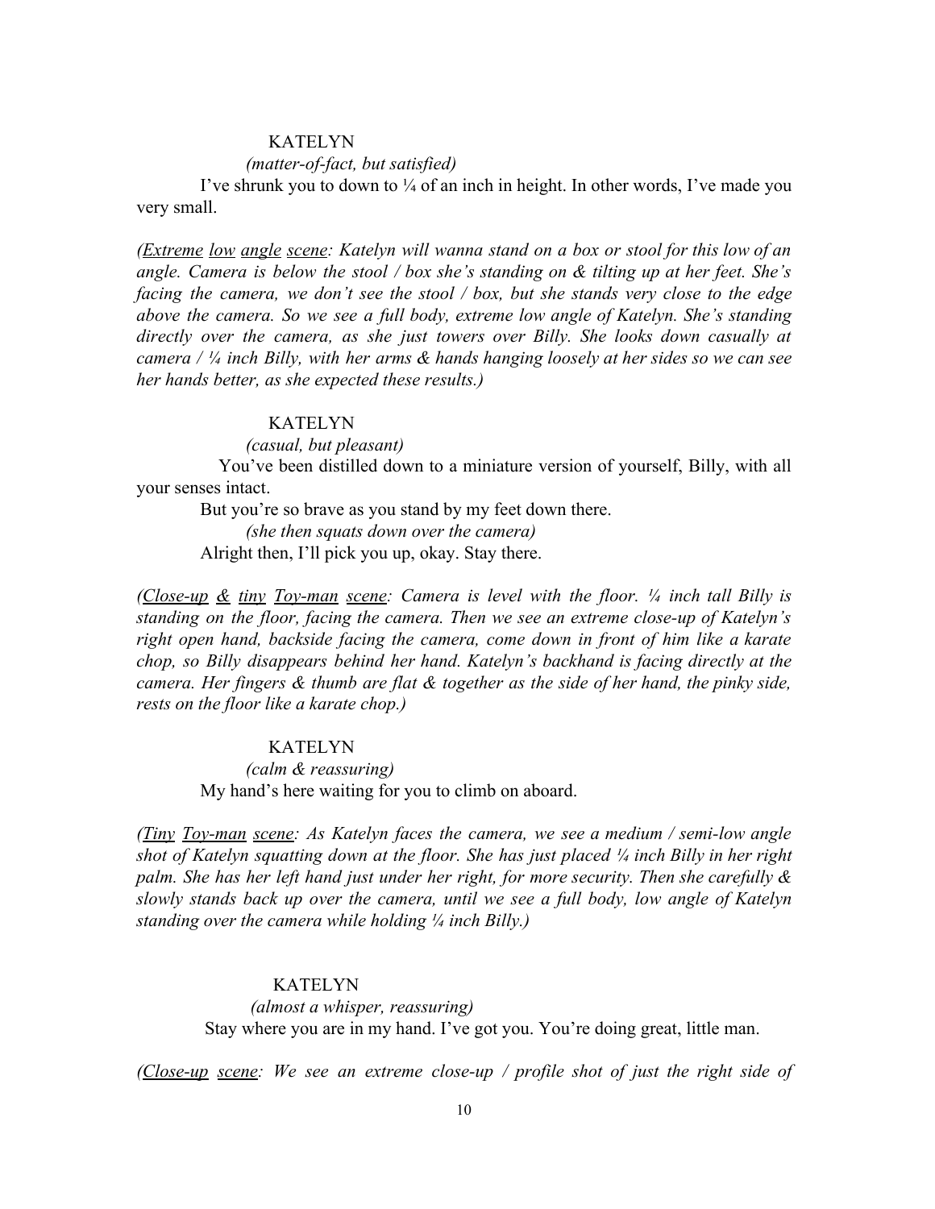KATELYN

*(matter-of-fact, but satisfied)*

I've shrunk you to down to ¼ of an inch in height. In other words, I've made you very small.

*(<u>Extreme</u> <u>low</u> <u>angle</u> <u>scene</u>: Katelyn will wanna stand on a box or stool for this low of an angle. Camera is below the stool / box she's standing on & tilting up at her feet. She's facing the camera, we don't see the stool / box, but she stands very close to the edge above the camera. So we see a full body, extreme low angle of Katelyn. She's standing directly over the camera, as she just towers over Billy. She looks down casually at camera / ¼ inch Billy, with her arms & hands hanging loosely at her sides so we can see her hands better, as she expected these results.)*

KATELYN

*(casual, but pleasant)*

You've been distilled down to a miniature version of yourself, Billy, with all your senses intact.

But you're so brave as you stand by my feet down there.

*(she then squats down over the camera)*

Alright then, I'll pick you up, okay. Stay there.

*(<u>Close-up</u> <u>&</u> <u>tiny</u> <u>Toy-man</u> <u>scene</u>: Camera is level with the floor. ¼ inch tall Billy is standing on the floor, facing the camera. Then we see an extreme close-up of Katelyn's right open hand, backside facing the camera, come down in front of him like a karate chop, so Billy disappears behind her hand. Katelyn's backhand is facing directly at the camera. Her fingers & thumb are flat & together as the side of her hand, the pinky side, rests on the floor like a karate chop.)*

KATELYN

*(calm & reassuring)*

My hand's here waiting for you to climb on aboard.

*(<u>Tiny</u> <u>Toy-man</u> <u>scene</u>: As Katelyn faces the camera, we see a medium / semi-low angle shot of Katelyn squatting down at the floor. She has just placed ¼ inch Billy in her right palm. She has her left hand just under her right, for more security. Then she carefully & slowly stands back up over the camera, until we see a full body, low angle of Katelyn standing over the camera while holding ¼ inch Billy.)*

KATELYN

*(almost a whisper, reassuring)*

Stay where you are in my hand. I've got you. You're doing great, little man.

*(<u>Close-up</u> <u>scene</u>: We see an extreme close-up / profile shot of just the right side of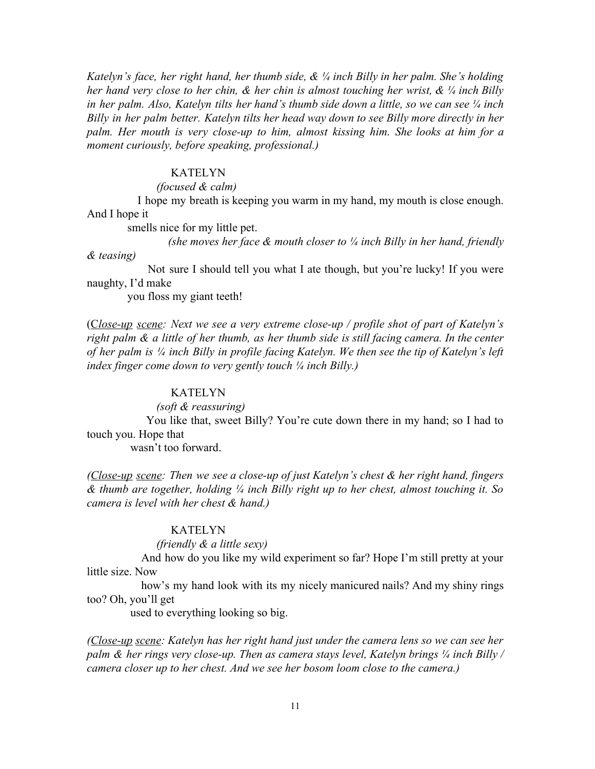*Katelyn's face, her right hand, her thumb side, & ¼ inch Billy in her palm. She's holding her hand very close to her chin, & her chin is almost touching her wrist, & ¼ inch Billy in her palm. Also, Katelyn tilts her hand's thumb side down a little, so we can see ¼ inch Billy in her palm better. Katelyn tilts her head way down to see Billy more directly in her palm. Her mouth is very close-up to him, almost kissing him. She looks at him for a moment curiously, before speaking, professional.)*

KATELYN

*(focused & calm)*

I hope my breath is keeping you warm in my hand, my mouth is close enough. And I hope it smells nice for my little pet.

*(she moves her face & mouth closer to ¼ inch Billy in her hand, friendly & teasing)*

Not sure I should tell you what I ate though, but you're lucky! If you were naughty, I'd make you floss my giant teeth!

(*<u>Close-up</u> <u>scene</u>: Next we see a very extreme close-up / profile shot of part of Katelyn's right palm & a little of her thumb, as her thumb side is still facing camera. In the center of her palm is ¼ inch Billy in profile facing Katelyn. We then see the tip of Katelyn's left index finger come down to very gently touch ¼ inch Billy.)*

KATELYN

*(soft & reassuring)*

You like that, sweet Billy? You're cute down there in my hand; so I had to touch you. Hope that wasn't too forward.

*(<u>Close-up</u> <u>scene</u>: Then we see a close-up of just Katelyn's chest & her right hand, fingers & thumb are together, holding ¼ inch Billy right up to her chest, almost touching it. So camera is level with her chest & hand.)*

KATELYN

*(friendly & a little sexy)*

And how do you like my wild experiment so far? Hope I'm still pretty at your little size. Now how's my hand look with its my nicely manicured nails? And my shiny rings too? Oh, you'll get used to everything looking so big.

*(<u>Close-up</u> <u>scene</u>: Katelyn has her right hand just under the camera lens so we can see her palm & her rings very close-up. Then as camera stays level, Katelyn brings ¼ inch Billy / camera closer up to her chest. And we see her bosom loom close to the camera.)*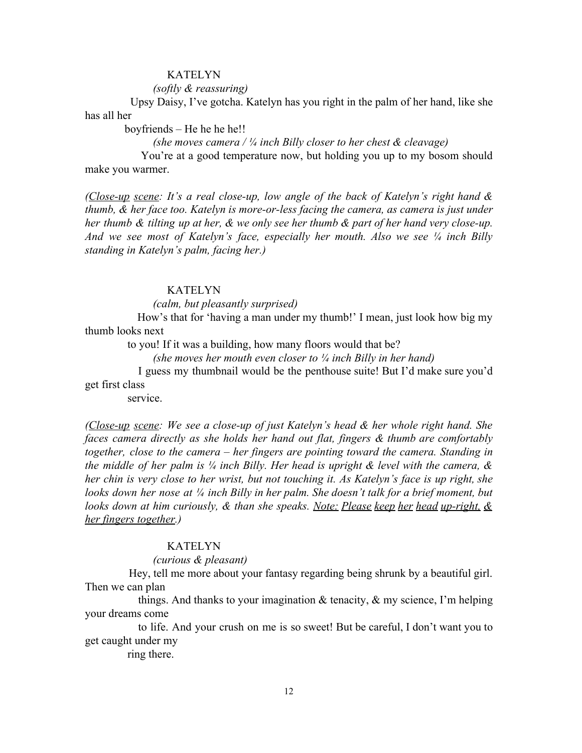KATELYN

*(softly & reassuring)*

Upsy Daisy, I've gotcha. Katelyn has you right in the palm of her hand, like she has all her boyfriends – He he he he!!

*(she moves camera / ¼ inch Billy closer to her chest & cleavage)*

You're at a good temperature now, but holding you up to my bosom should make you warmer.

*(Close-up scene: It's a real close-up, low angle of the back of Katelyn's right hand & thumb, & her face too. Katelyn is more-or-less facing the camera, as camera is just under her thumb & tilting up at her, & we only see her thumb & part of her hand very close-up. And we see most of Katelyn's face, especially her mouth. Also we see ¼ inch Billy standing in Katelyn's palm, facing her.)*

KATELYN

*(calm, but pleasantly surprised)*

How's that for 'having a man under my thumb!' I mean, just look how big my thumb looks next to you! If it was a building, how many floors would that be?

*(she moves her mouth even closer to ¼ inch Billy in her hand)*

I guess my thumbnail would be the penthouse suite! But I'd make sure you'd get first class service.

*(Close-up scene: We see a close-up of just Katelyn's head & her whole right hand. She faces camera directly as she holds her hand out flat, fingers & thumb are comfortably together, close to the camera – her fingers are pointing toward the camera. Standing in the middle of her palm is ¼ inch Billy. Her head is upright & level with the camera, & her chin is very close to her wrist, but not touching it. As Katelyn's face is up right, she looks down her nose at ¼ inch Billy in her palm. She doesn't talk for a brief moment, but looks down at him curiously, & than she speaks. Note: Please keep her head up-right, & her fingers together.)*

KATELYN

*(curious & pleasant)*

Hey, tell me more about your fantasy regarding being shrunk by a beautiful girl. Then we can plan things. And thanks to your imagination & tenacity, & my science, I'm helping your dreams come to life. And your crush on me is so sweet! But be careful, I don't want you to get caught under my ring there.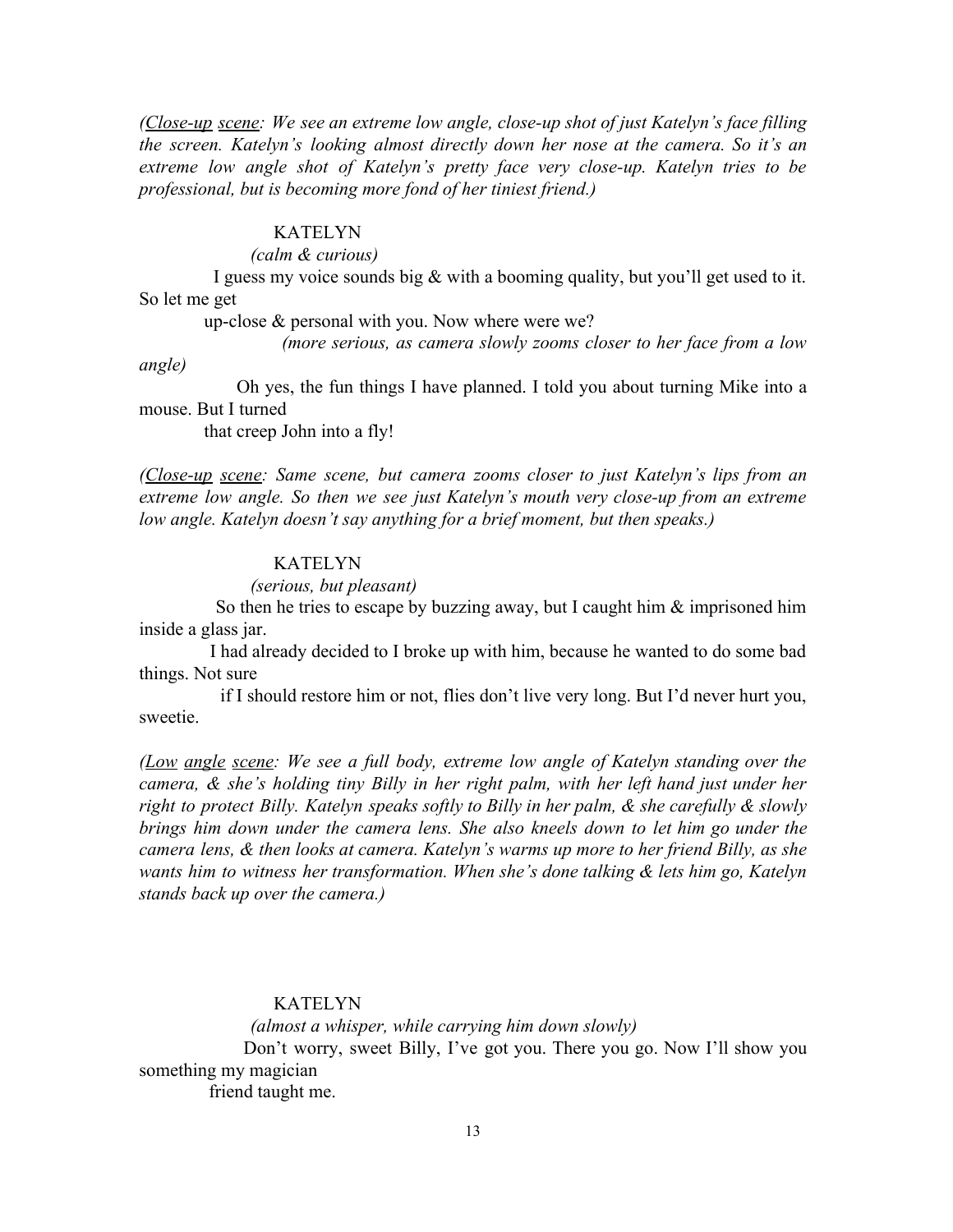*(<u>Close-up</u> <u>scene</u>: We see an extreme low angle, close-up shot of just Katelyn's face filling the screen. Katelyn's looking almost directly down her nose at the camera. So it's an extreme low angle shot of Katelyn's pretty face very close-up. Katelyn tries to be professional, but is becoming more fond of her tiniest friend.)*

KATELYN

*(calm & curious)*

I guess my voice sounds big & with a booming quality, but you'll get used to it. So let me get up-close & personal with you. Now where were we?

*(more serious, as camera slowly zooms closer to her face from a low angle)*

Oh yes, the fun things I have planned. I told you about turning Mike into a mouse. But I turned that creep John into a fly!

*(<u>Close-up</u> <u>scene</u>: Same scene, but camera zooms closer to just Katelyn's lips from an extreme low angle. So then we see just Katelyn's mouth very close-up from an extreme low angle. Katelyn doesn't say anything for a brief moment, but then speaks.)*

KATELYN

*(serious, but pleasant)*

So then he tries to escape by buzzing away, but I caught him & imprisoned him inside a glass jar.

I had already decided to I broke up with him, because he wanted to do some bad things. Not sure if I should restore him or not, flies don't live very long. But I'd never hurt you, sweetie.

*(<u>Low</u> <u>angle</u> <u>scene</u>: We see a full body, extreme low angle of Katelyn standing over the camera, & she's holding tiny Billy in her right palm, with her left hand just under her right to protect Billy. Katelyn speaks softly to Billy in her palm, & she carefully & slowly brings him down under the camera lens. She also kneels down to let him go under the camera lens, & then looks at camera. Katelyn's warms up more to her friend Billy, as she wants him to witness her transformation. When she's done talking & lets him go, Katelyn stands back up over the camera.)*

KATELYN

*(almost a whisper, while carrying him down slowly)*

Don't worry, sweet Billy, I've got you. There you go. Now I'll show you something my magician friend taught me.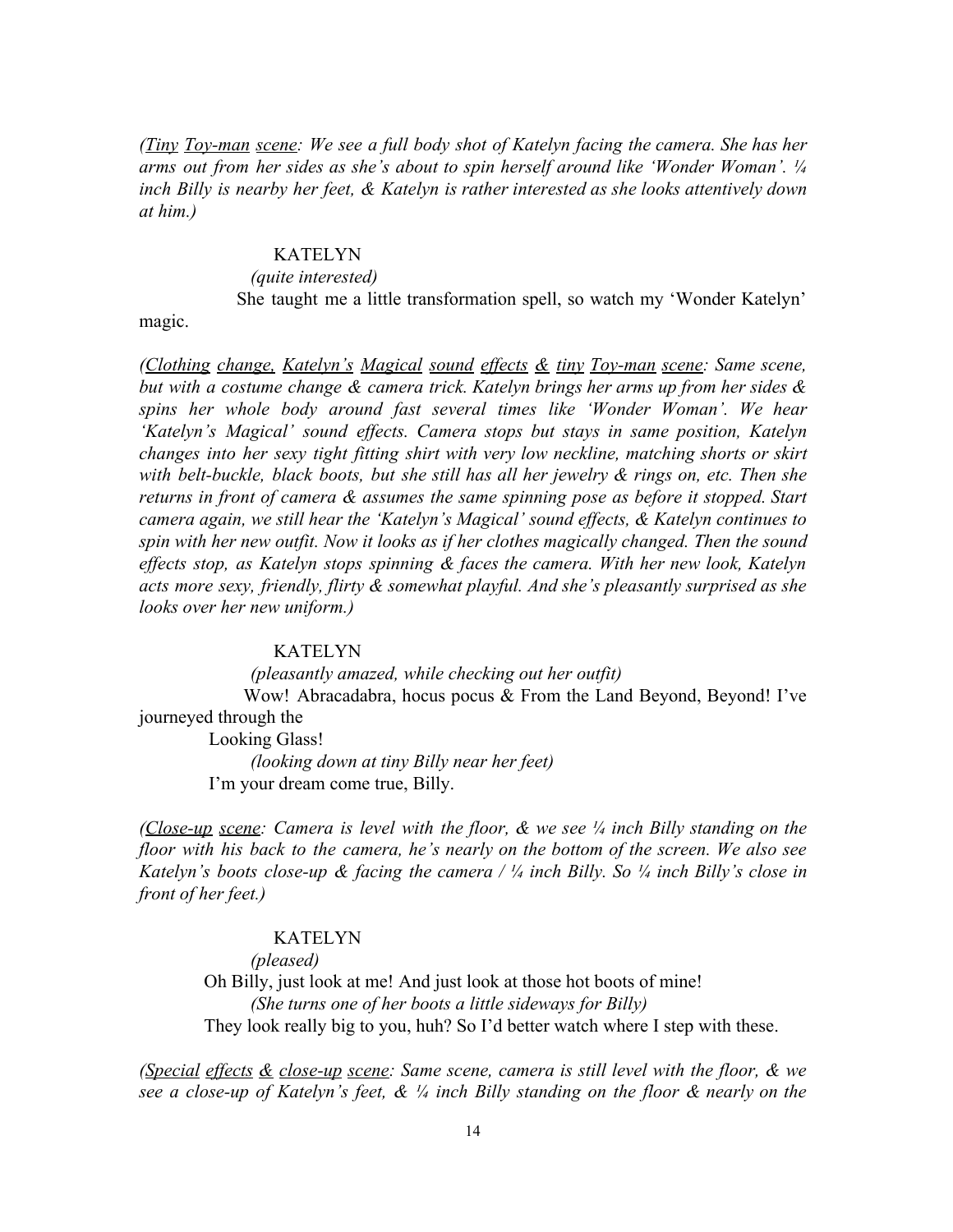*(<u>Tiny</u> <u>Toy-man</u> <u>scene</u>: We see a full body shot of Katelyn facing the camera. She has her arms out from her sides as she's about to spin herself around like 'Wonder Woman'. ¼ inch Billy is nearby her feet, & Katelyn is rather interested as she looks attentively down at him.)*

KATELYN

*(quite interested)*

She taught me a little transformation spell, so watch my 'Wonder Katelyn' magic.

*(<u>Clothing</u> <u>change,</u> <u>Katelyn's</u> <u>Magical</u> <u>sound</u> <u>effects</u> <u>&</u> <u>tiny</u> <u>Toy-man</u> <u>scene</u>: Same scene, but with a costume change & camera trick. Katelyn brings her arms up from her sides & spins her whole body around fast several times like 'Wonder Woman'. We hear 'Katelyn's Magical' sound effects. Camera stops but stays in same position, Katelyn changes into her sexy tight fitting shirt with very low neckline, matching shorts or skirt with belt-buckle, black boots, but she still has all her jewelry & rings on, etc. Then she returns in front of camera & assumes the same spinning pose as before it stopped. Start camera again, we still hear the 'Katelyn's Magical' sound effects, & Katelyn continues to spin with her new outfit. Now it looks as if her clothes magically changed. Then the sound effects stop, as Katelyn stops spinning & faces the camera. With her new look, Katelyn acts more sexy, friendly, flirty & somewhat playful. And she's pleasantly surprised as she looks over her new uniform.)*

KATELYN

*(pleasantly amazed, while checking out her outfit)*

Wow! Abracadabra, hocus pocus & From the Land Beyond, Beyond! I've journeyed through the

Looking Glass!

*(looking down at tiny Billy near her feet)*

I'm your dream come true, Billy.

*(<u>Close-up</u> <u>scene</u>: Camera is level with the floor, & we see ¼ inch Billy standing on the floor with his back to the camera, he's nearly on the bottom of the screen. We also see Katelyn's boots close-up & facing the camera / ¼ inch Billy. So ¼ inch Billy's close in front of her feet.)*

KATELYN

*(pleased)*

Oh Billy, just look at me! And just look at those hot boots of mine!

*(She turns one of her boots a little sideways for Billy)*

They look really big to you, huh? So I'd better watch where I step with these.

*(<u>Special</u> <u>effects</u> <u>&</u> <u>close-up</u> <u>scene</u>: Same scene, camera is still level with the floor, & we see a close-up of Katelyn's feet, & ¼ inch Billy standing on the floor & nearly on the*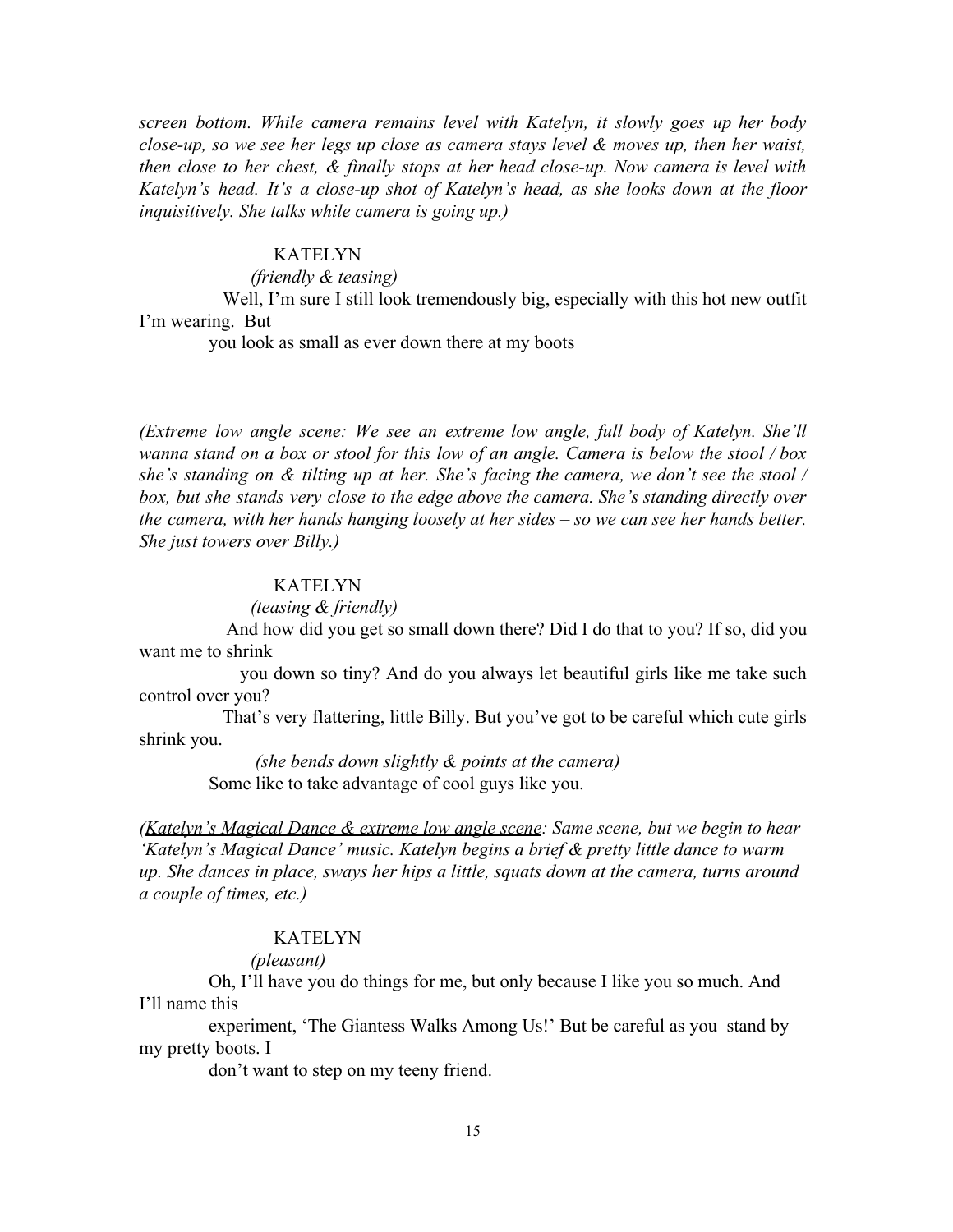*screen bottom. While camera remains level with Katelyn, it slowly goes up her body close-up, so we see her legs up close as camera stays level & moves up, then her waist, then close to her chest, & finally stops at her head close-up. Now camera is level with Katelyn's head. It's a close-up shot of Katelyn's head, as she looks down at the floor inquisitively. She talks while camera is going up.)*

KATELYN

*(friendly & teasing)*

Well, I'm sure I still look tremendously big, especially with this hot new outfit I'm wearing. But
you look as small as ever down there at my boots

*(<u>Extreme</u> <u>low</u> <u>angle</u> <u>scene</u>: We see an extreme low angle, full body of Katelyn. She'll wanna stand on a box or stool for this low of an angle. Camera is below the stool / box she's standing on & tilting up at her. She's facing the camera, we don't see the stool / box, but she stands very close to the edge above the camera. She's standing directly over the camera, with her hands hanging loosely at her sides – so we can see her hands better. She just towers over Billy.)*

KATELYN

*(teasing & friendly)*

And how did you get so small down there? Did I do that to you? If so, did you want me to shrink
you down so tiny? And do you always let beautiful girls like me take such control over you?
That's very flattering, little Billy. But you've got to be careful which cute girls shrink you.

*(she bends down slightly & points at the camera)*

Some like to take advantage of cool guys like you.

*(<u>Katelyn's Magical Dance & extreme low angle scene</u>: Same scene, but we begin to hear 'Katelyn's Magical Dance' music. Katelyn begins a brief & pretty little dance to warm up. She dances in place, sways her hips a little, squats down at the camera, turns around a couple of times, etc.)*

KATELYN

*(pleasant)*

Oh, I'll have you do things for me, but only because I like you so much. And I'll name this
experiment, 'The Giantess Walks Among Us!' But be careful as you stand by my pretty boots. I
don't want to step on my teeny friend.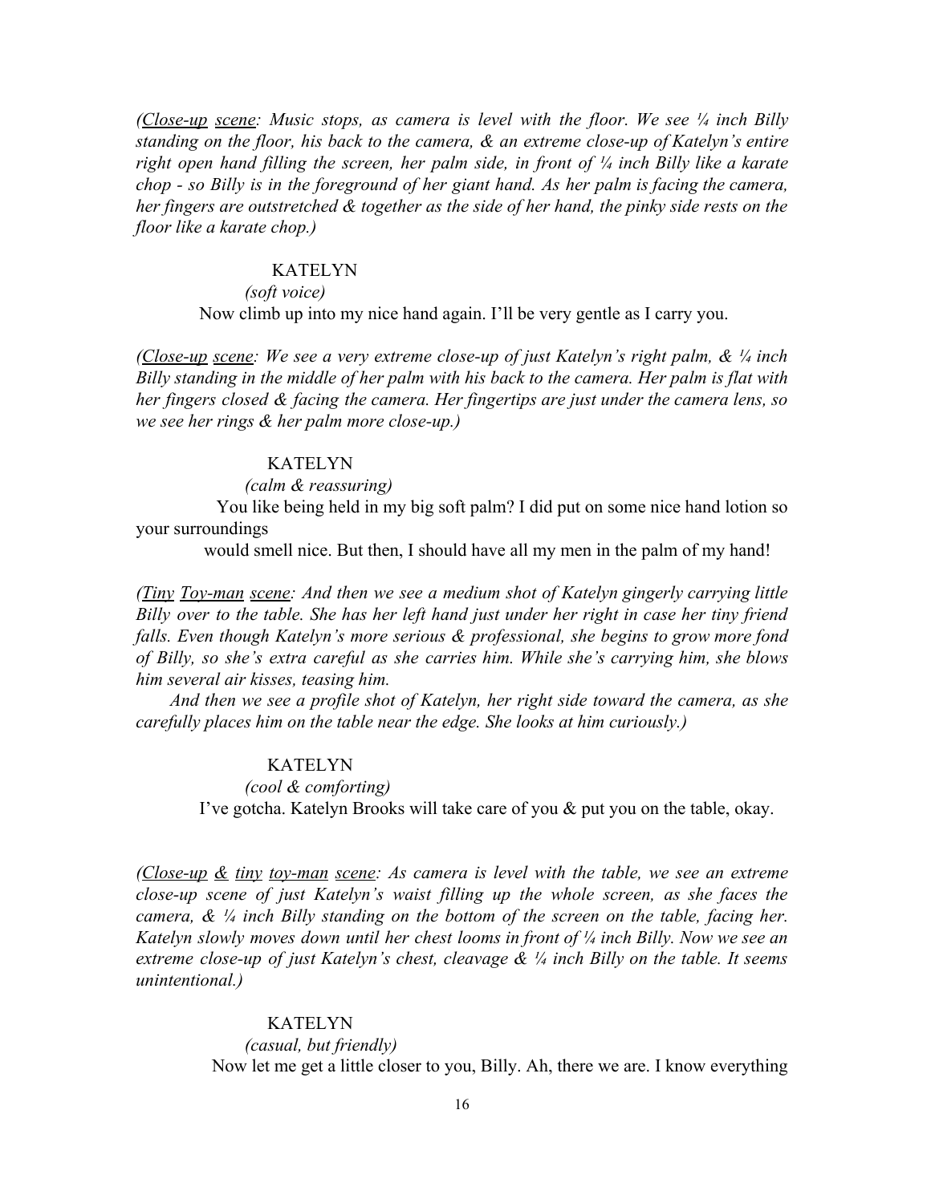*(<u>Close-up</u> <u>scene</u>: Music stops, as camera is level with the floor. We see ¼ inch Billy standing on the floor, his back to the camera, & an extreme close-up of Katelyn's entire right open hand filling the screen, her palm side, in front of ¼ inch Billy like a karate chop - so Billy is in the foreground of her giant hand. As her palm is facing the camera, her fingers are outstretched & together as the side of her hand, the pinky side rests on the floor like a karate chop.)*

KATELYN

*(soft voice)*

Now climb up into my nice hand again. I'll be very gentle as I carry you.

*(<u>Close-up</u> <u>scene</u>: We see a very extreme close-up of just Katelyn's right palm, & ¼ inch Billy standing in the middle of her palm with his back to the camera. Her palm is flat with her fingers closed & facing the camera. Her fingertips are just under the camera lens, so we see her rings & her palm more close-up.)*

KATELYN

*(calm & reassuring)*

You like being held in my big soft palm? I did put on some nice hand lotion so your surroundings would smell nice. But then, I should have all my men in the palm of my hand!

*(<u>Tiny</u> <u>Toy-man</u> <u>scene</u>: And then we see a medium shot of Katelyn gingerly carrying little Billy over to the table. She has her left hand just under her right in case her tiny friend falls. Even though Katelyn's more serious & professional, she begins to grow more fond of Billy, so she's extra careful as she carries him. While she's carrying him, she blows him several air kisses, teasing him.*

*And then we see a profile shot of Katelyn, her right side toward the camera, as she carefully places him on the table near the edge. She looks at him curiously.)*

KATELYN

*(cool & comforting)*

I've gotcha. Katelyn Brooks will take care of you & put you on the table, okay.

*(<u>Close-up</u> <u>&</u> <u>tiny</u> <u>toy-man</u> <u>scene</u>: As camera is level with the table, we see an extreme close-up scene of just Katelyn's waist filling up the whole screen, as she faces the camera, & ¼ inch Billy standing on the bottom of the screen on the table, facing her. Katelyn slowly moves down until her chest looms in front of ¼ inch Billy. Now we see an extreme close-up of just Katelyn's chest, cleavage & ¼ inch Billy on the table. It seems unintentional.)*

KATELYN

*(casual, but friendly)*

Now let me get a little closer to you, Billy. Ah, there we are. I know everything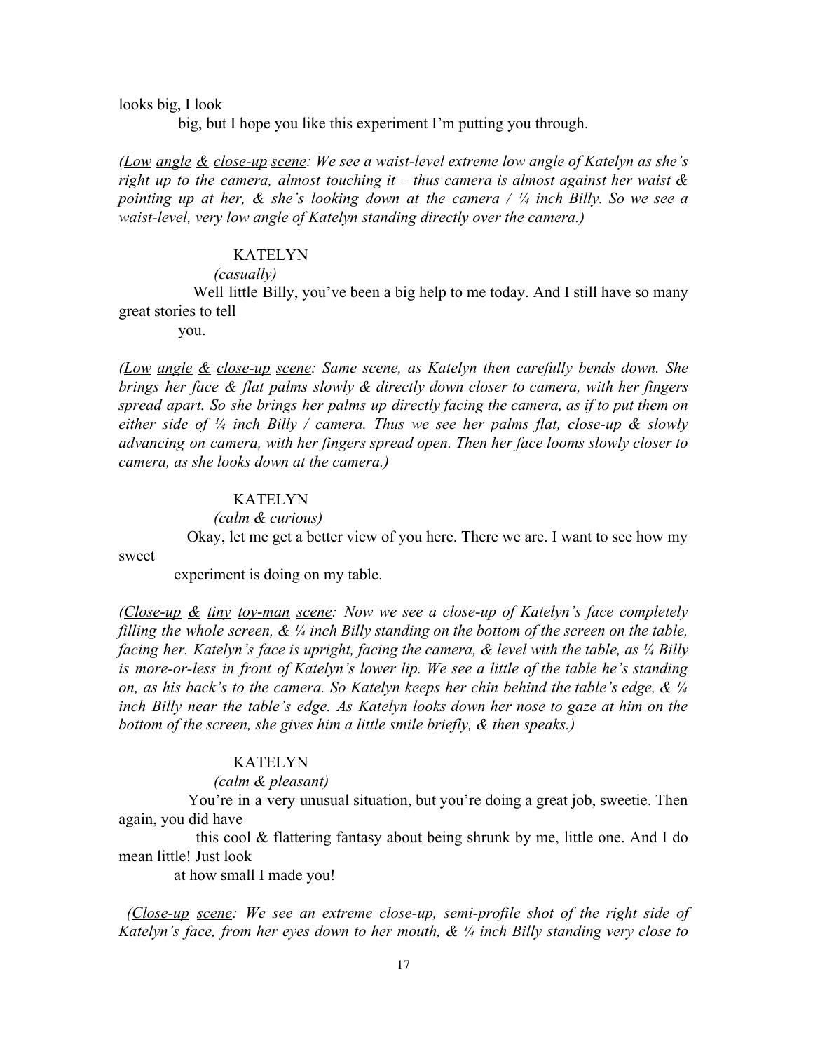looks big, I look

big, but I hope you like this experiment I'm putting you through.

*(<u>Low</u> <u>angle</u> <u>&</u> <u>close-up</u> <u>scene</u>: We see a waist-level extreme low angle of Katelyn as she's right up to the camera, almost touching it – thus camera is almost against her waist & pointing up at her, & she's looking down at the camera / ¼ inch Billy. So we see a waist-level, very low angle of Katelyn standing directly over the camera.)*

KATELYN

*(casually)*

Well little Billy, you've been a big help to me today. And I still have so many great stories to tell

you.

*(<u>Low</u> <u>angle</u> <u>&</u> <u>close-up</u> <u>scene</u>: Same scene, as Katelyn then carefully bends down. She brings her face & flat palms slowly & directly down closer to camera, with her fingers spread apart. So she brings her palms up directly facing the camera, as if to put them on either side of ¼ inch Billy / camera. Thus we see her palms flat, close-up & slowly advancing on camera, with her fingers spread open. Then her face looms slowly closer to camera, as she looks down at the camera.)*

KATELYN

*(calm & curious)*

Okay, let me get a better view of you here. There we are. I want to see how my sweet

experiment is doing on my table.

*(<u>Close-up</u> <u>&</u> <u>tiny</u> <u>toy-man</u> <u>scene</u>: Now we see a close-up of Katelyn's face completely filling the whole screen, & ¼ inch Billy standing on the bottom of the screen on the table, facing her. Katelyn's face is upright, facing the camera, & level with the table, as ¼ Billy is more-or-less in front of Katelyn's lower lip. We see a little of the table he's standing on, as his back's to the camera. So Katelyn keeps her chin behind the table's edge, & ¼ inch Billy near the table's edge. As Katelyn looks down her nose to gaze at him on the bottom of the screen, she gives him a little smile briefly, & then speaks.)*

KATELYN

*(calm & pleasant)*

You're in a very unusual situation, but you're doing a great job, sweetie. Then again, you did have

this cool & flattering fantasy about being shrunk by me, little one. And I do mean little! Just look

at how small I made you!

*(<u>Close-up</u> <u>scene</u>: We see an extreme close-up, semi-profile shot of the right side of Katelyn's face, from her eyes down to her mouth, & ¼ inch Billy standing very close to*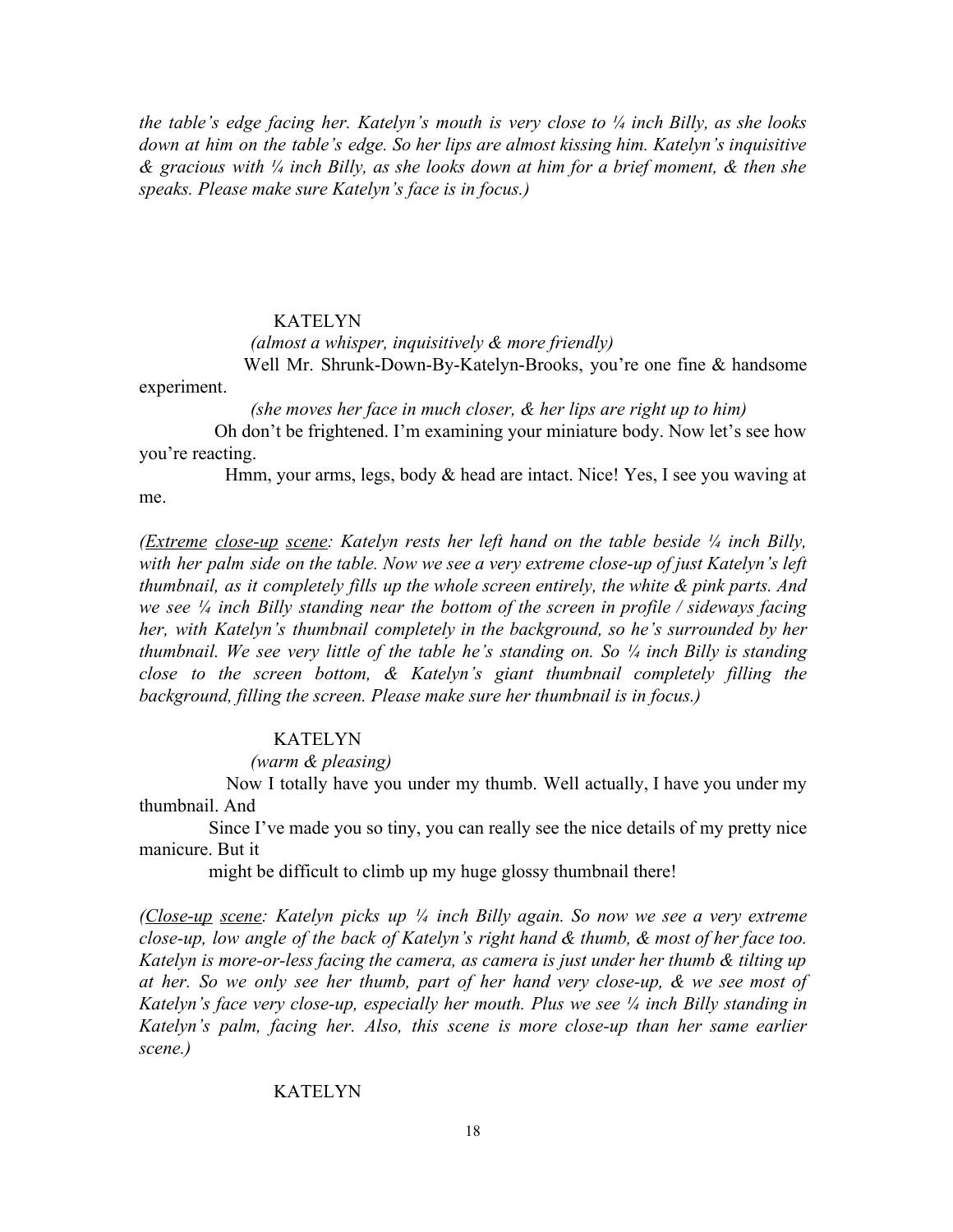*the table's edge facing her. Katelyn's mouth is very close to ¼ inch Billy, as she looks down at him on the table's edge. So her lips are almost kissing him. Katelyn's inquisitive & gracious with ¼ inch Billy, as she looks down at him for a brief moment, & then she speaks. Please make sure Katelyn's face is in focus.)*

KATELYN

*(almost a whisper, inquisitively & more friendly)*

Well Mr. Shrunk-Down-By-Katelyn-Brooks, you're one fine & handsome experiment.

*(she moves her face in much closer, & her lips are right up to him)*

Oh don't be frightened. I'm examining your miniature body. Now let's see how you're reacting.

Hmm, your arms, legs, body & head are intact. Nice! Yes, I see you waving at me.

*(<u>Extreme</u> <u>close-up</u> <u>scene</u>: Katelyn rests her left hand on the table beside ¼ inch Billy, with her palm side on the table. Now we see a very extreme close-up of just Katelyn's left thumbnail, as it completely fills up the whole screen entirely, the white & pink parts. And we see ¼ inch Billy standing near the bottom of the screen in profile / sideways facing her, with Katelyn's thumbnail completely in the background, so he's surrounded by her thumbnail. We see very little of the table he's standing on. So ¼ inch Billy is standing close to the screen bottom, & Katelyn's giant thumbnail completely filling the background, filling the screen. Please make sure her thumbnail is in focus.)*

KATELYN

*(warm & pleasing)*

Now I totally have you under my thumb. Well actually, I have you under my thumbnail. And

Since I've made you so tiny, you can really see the nice details of my pretty nice manicure. But it

might be difficult to climb up my huge glossy thumbnail there!

*(<u>Close-up</u> <u>scene</u>: Katelyn picks up ¼ inch Billy again. So now we see a very extreme close-up, low angle of the back of Katelyn's right hand & thumb, & most of her face too. Katelyn is more-or-less facing the camera, as camera is just under her thumb & tilting up at her. So we only see her thumb, part of her hand very close-up, & we see most of Katelyn's face very close-up, especially her mouth. Plus we see ¼ inch Billy standing in Katelyn's palm, facing her. Also, this scene is more close-up than her same earlier scene.)*

KATELYN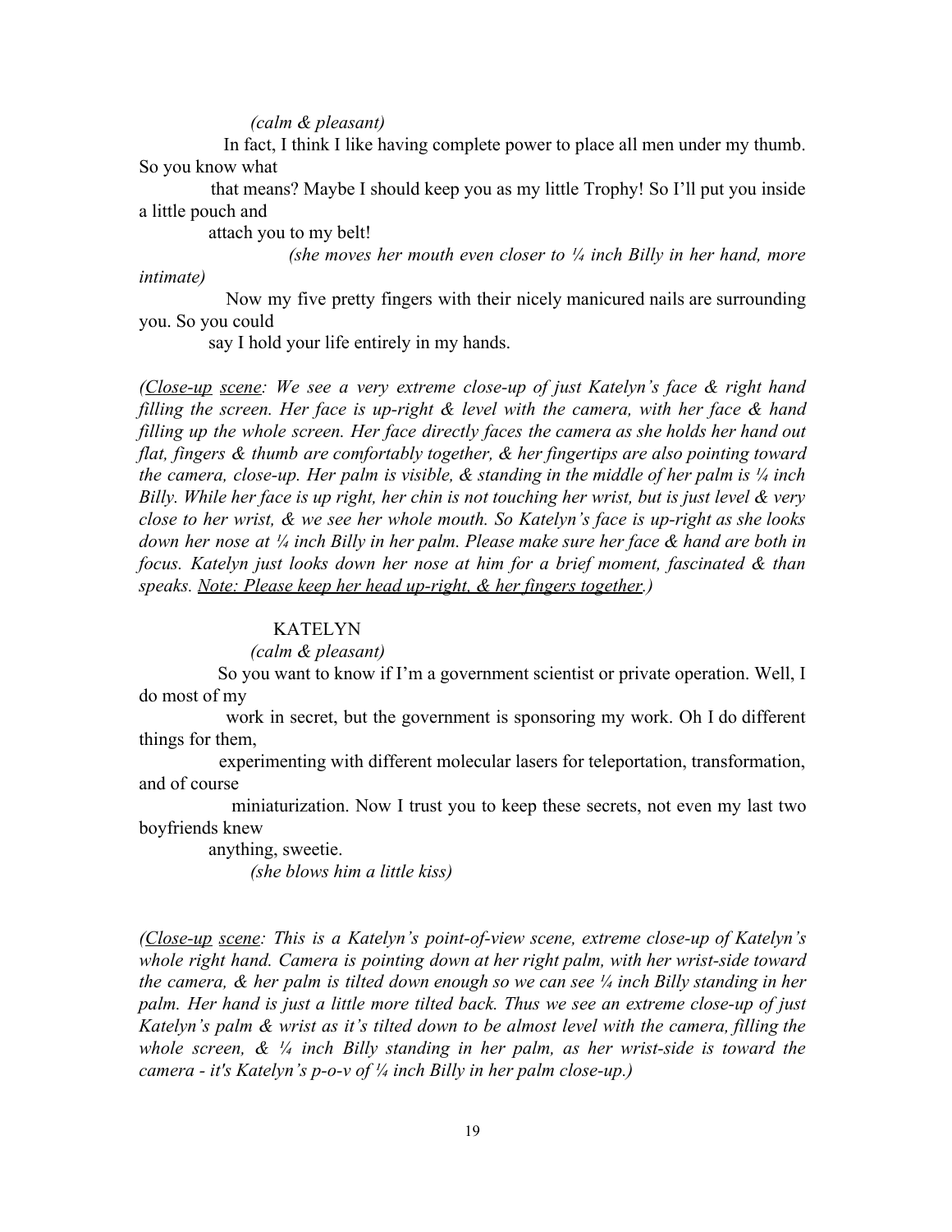*(calm & pleasant)*

In fact, I think I like having complete power to place all men under my thumb. So you know what that means? Maybe I should keep you as my little Trophy! So I'll put you inside a little pouch and attach you to my belt!

*(she moves her mouth even closer to ¼ inch Billy in her hand, more intimate)*

Now my five pretty fingers with their nicely manicured nails are surrounding you. So you could say I hold your life entirely in my hands.

*(<u>Close-up</u> <u>scene</u>: We see a very extreme close-up of just Katelyn's face & right hand filling the screen. Her face is up-right & level with the camera, with her face & hand filling up the whole screen. Her face directly faces the camera as she holds her hand out flat, fingers & thumb are comfortably together, & her fingertips are also pointing toward the camera, close-up. Her palm is visible, & standing in the middle of her palm is ¼ inch Billy. While her face is up right, her chin is not touching her wrist, but is just level & very close to her wrist, & we see her whole mouth. So Katelyn's face is up-right as she looks down her nose at ¼ inch Billy in her palm. Please make sure her face & hand are both in focus. Katelyn just looks down her nose at him for a brief moment, fascinated & than speaks. <u>Note: Please keep her head up-right, & her fingers together</u>.)*

KATELYN

*(calm & pleasant)*

So you want to know if I'm a government scientist or private operation. Well, I do most of my work in secret, but the government is sponsoring my work. Oh I do different things for them, experimenting with different molecular lasers for teleportation, transformation, and of course miniaturization. Now I trust you to keep these secrets, not even my last two boyfriends knew anything, sweetie.

*(she blows him a little kiss)*

*(<u>Close-up</u> <u>scene</u>: This is a Katelyn's point-of-view scene, extreme close-up of Katelyn's whole right hand. Camera is pointing down at her right palm, with her wrist-side toward the camera, & her palm is tilted down enough so we can see ¼ inch Billy standing in her palm. Her hand is just a little more tilted back. Thus we see an extreme close-up of just Katelyn's palm & wrist as it's tilted down to be almost level with the camera, filling the whole screen, & ¼ inch Billy standing in her palm, as her wrist-side is toward the camera - it's Katelyn's p-o-v of ¼ inch Billy in her palm close-up.)*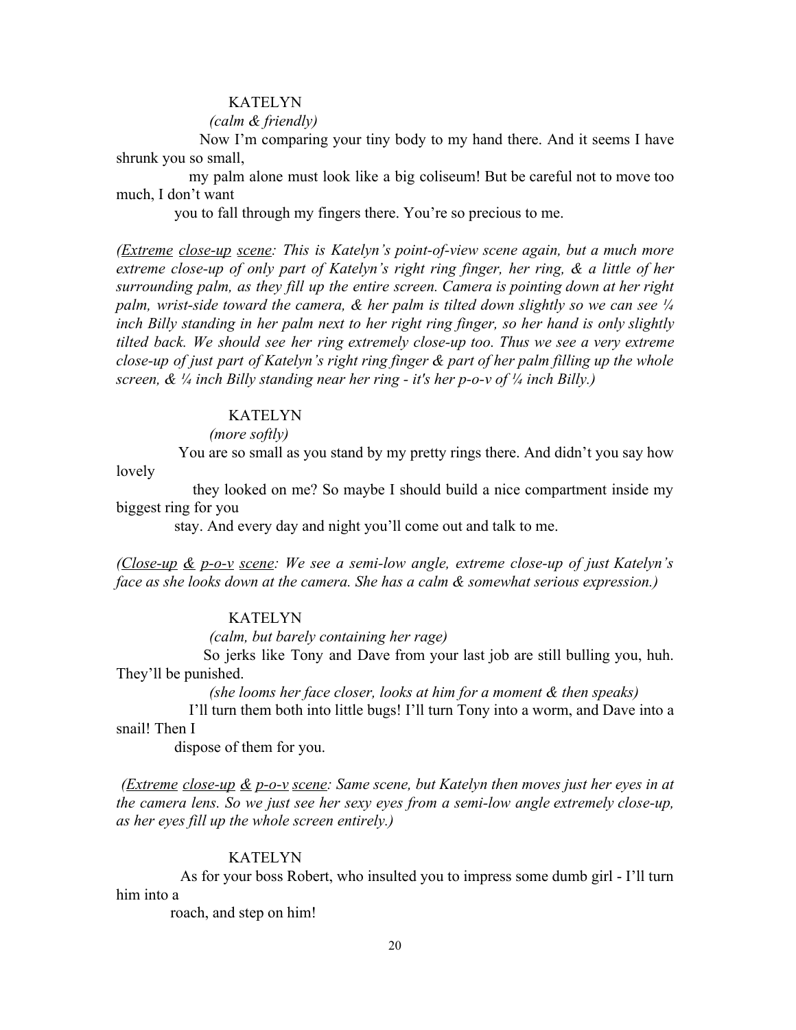KATELYN

*(calm & friendly)*

Now I'm comparing your tiny body to my hand there. And it seems I have shrunk you so small, my palm alone must look like a big coliseum! But be careful not to move too much, I don't want you to fall through my fingers there. You're so precious to me.

*(<u>Extreme</u> <u>close-up</u> <u>scene</u>: This is Katelyn's point-of-view scene again, but a much more extreme close-up of only part of Katelyn's right ring finger, her ring, & a little of her surrounding palm, as they fill up the entire screen. Camera is pointing down at her right palm, wrist-side toward the camera, & her palm is tilted down slightly so we can see ¼ inch Billy standing in her palm next to her right ring finger, so her hand is only slightly tilted back. We should see her ring extremely close-up too. Thus we see a very extreme close-up of just part of Katelyn's right ring finger & part of her palm filling up the whole screen, & ¼ inch Billy standing near her ring - it's her p-o-v of ¼ inch Billy.)*

KATELYN

*(more softly)*

You are so small as you stand by my pretty rings there. And didn't you say how lovely they looked on me? So maybe I should build a nice compartment inside my biggest ring for you stay. And every day and night you'll come out and talk to me.

*(<u>Close-up</u> <u>&</u> <u>p-o-v</u> <u>scene</u>: We see a semi-low angle, extreme close-up of just Katelyn's face as she looks down at the camera. She has a calm & somewhat serious expression.)*

KATELYN

*(calm, but barely containing her rage)*

So jerks like Tony and Dave from your last job are still bulling you, huh. They'll be punished.

*(she looms her face closer, looks at him for a moment & then speaks)*

I'll turn them both into little bugs! I'll turn Tony into a worm, and Dave into a snail! Then I dispose of them for you.

*(<u>Extreme</u> <u>close-up</u> <u>&</u> <u>p-o-v</u> <u>scene</u>: Same scene, but Katelyn then moves just her eyes in at the camera lens. So we just see her sexy eyes from a semi-low angle extremely close-up, as her eyes fill up the whole screen entirely.)*

KATELYN

As for your boss Robert, who insulted you to impress some dumb girl - I'll turn him into a roach, and step on him!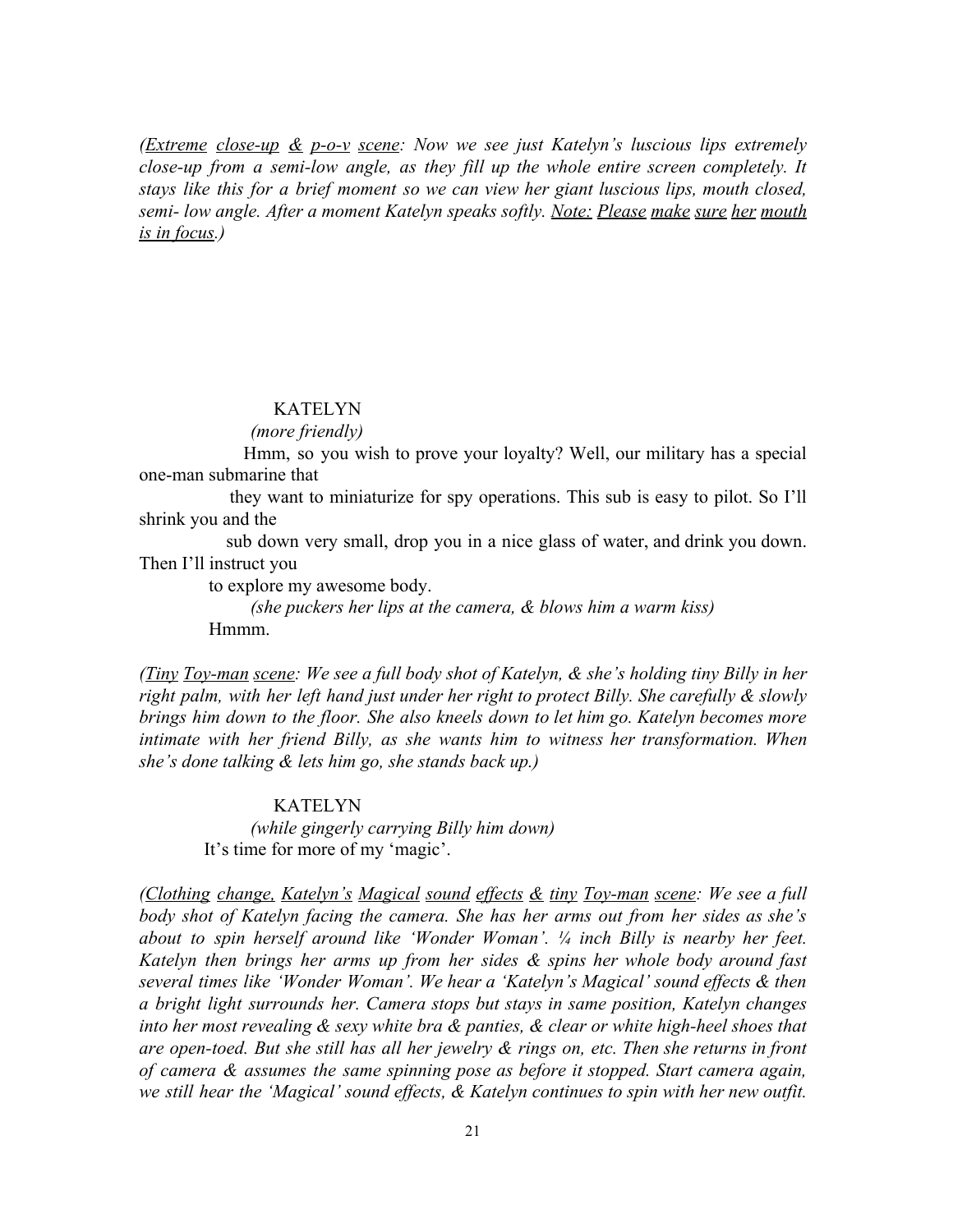*(<u>Extreme</u> <u>close-up</u> <u>&</u> <u>p-o-v</u> <u>scene</u>: Now we see just Katelyn's luscious lips extremely close-up from a semi-low angle, as they fill up the whole entire screen completely. It stays like this for a brief moment so we can view her giant luscious lips, mouth closed, semi- low angle. After a moment Katelyn speaks softly. <u>Note:</u> <u>Please</u> <u>make</u> <u>sure</u> <u>her</u> <u>mouth</u> <u>is in focus</u>.)*

KATELYN

*(more friendly)*

Hmm, so you wish to prove your loyalty? Well, our military has a special one-man submarine that they want to miniaturize for spy operations. This sub is easy to pilot. So I'll shrink you and the sub down very small, drop you in a nice glass of water, and drink you down. Then I'll instruct you to explore my awesome body.

*(she puckers her lips at the camera, & blows him a warm kiss)*

Hmmm.

*(<u>Tiny</u> <u>Toy-man</u> <u>scene</u>: We see a full body shot of Katelyn, & she's holding tiny Billy in her right palm, with her left hand just under her right to protect Billy. She carefully & slowly brings him down to the floor. She also kneels down to let him go. Katelyn becomes more intimate with her friend Billy, as she wants him to witness her transformation. When she's done talking & lets him go, she stands back up.)*

KATELYN

*(while gingerly carrying Billy him down)*

It's time for more of my 'magic'.

*(<u>Clothing</u> <u>change,</u> <u>Katelyn's</u> <u>Magical</u> <u>sound</u> <u>effects</u> <u>&</u> <u>tiny</u> <u>Toy-man</u> <u>scene</u>: We see a full body shot of Katelyn facing the camera. She has her arms out from her sides as she's about to spin herself around like 'Wonder Woman'. ¼ inch Billy is nearby her feet. Katelyn then brings her arms up from her sides & spins her whole body around fast several times like 'Wonder Woman'. We hear a 'Katelyn's Magical' sound effects & then a bright light surrounds her. Camera stops but stays in same position, Katelyn changes into her most revealing & sexy white bra & panties, & clear or white high-heel shoes that are open-toed. But she still has all her jewelry & rings on, etc. Then she returns in front of camera & assumes the same spinning pose as before it stopped. Start camera again, we still hear the 'Magical' sound effects, & Katelyn continues to spin with her new outfit.*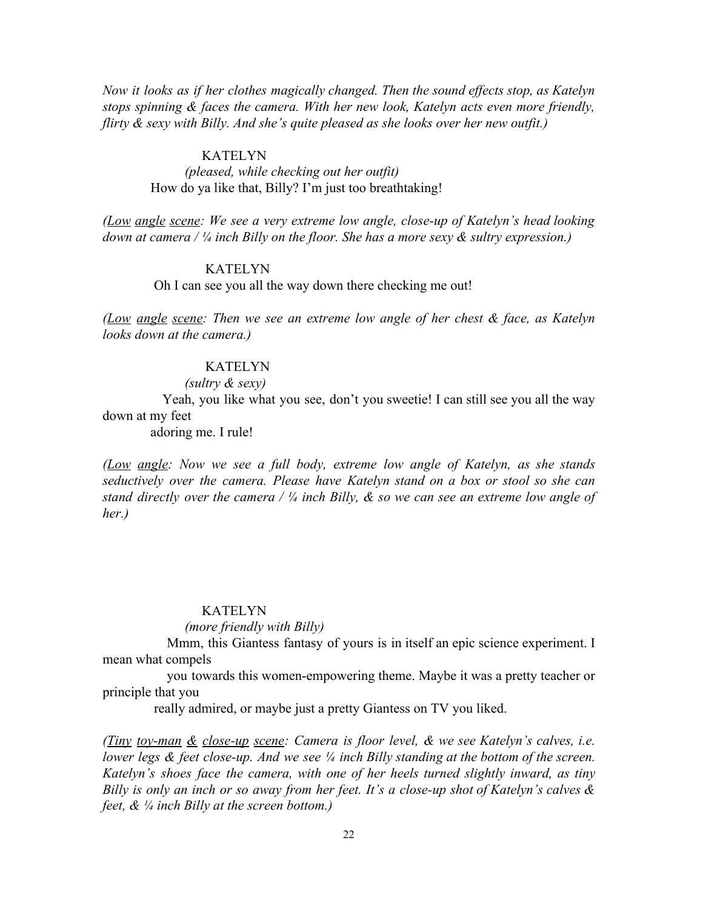*Now it looks as if her clothes magically changed. Then the sound effects stop, as Katelyn stops spinning & faces the camera. With her new look, Katelyn acts even more friendly, flirty & sexy with Billy. And she's quite pleased as she looks over her new outfit.)*

KATELYN
*(pleased, while checking out her outfit)*
How do ya like that, Billy? I'm just too breathtaking!

*(<u>Low angle scene</u>: We see a very extreme low angle, close-up of Katelyn's head looking down at camera / ¼ inch Billy on the floor. She has a more sexy & sultry expression.)*

KATELYN
Oh I can see you all the way down there checking me out!

*(<u>Low angle scene</u>: Then we see an extreme low angle of her chest & face, as Katelyn looks down at the camera.)*

KATELYN
*(sultry & sexy)*
Yeah, you like what you see, don't you sweetie! I can still see you all the way down at my feet
adoring me. I rule!

*(<u>Low angle</u>: Now we see a full body, extreme low angle of Katelyn, as she stands seductively over the camera. Please have Katelyn stand on a box or stool so she can stand directly over the camera / ¼ inch Billy, & so we can see an extreme low angle of her.)*

KATELYN
*(more friendly with Billy)*
Mmm, this Giantess fantasy of yours is in itself an epic science experiment. I mean what compels
you towards this women-empowering theme. Maybe it was a pretty teacher or principle that you
really admired, or maybe just a pretty Giantess on TV you liked.

*(<u>Tiny toy-man & close-up scene</u>: Camera is floor level, & we see Katelyn's calves, i.e. lower legs & feet close-up. And we see ¼ inch Billy standing at the bottom of the screen. Katelyn's shoes face the camera, with one of her heels turned slightly inward, as tiny Billy is only an inch or so away from her feet. It's a close-up shot of Katelyn's calves & feet, & ¼ inch Billy at the screen bottom.)*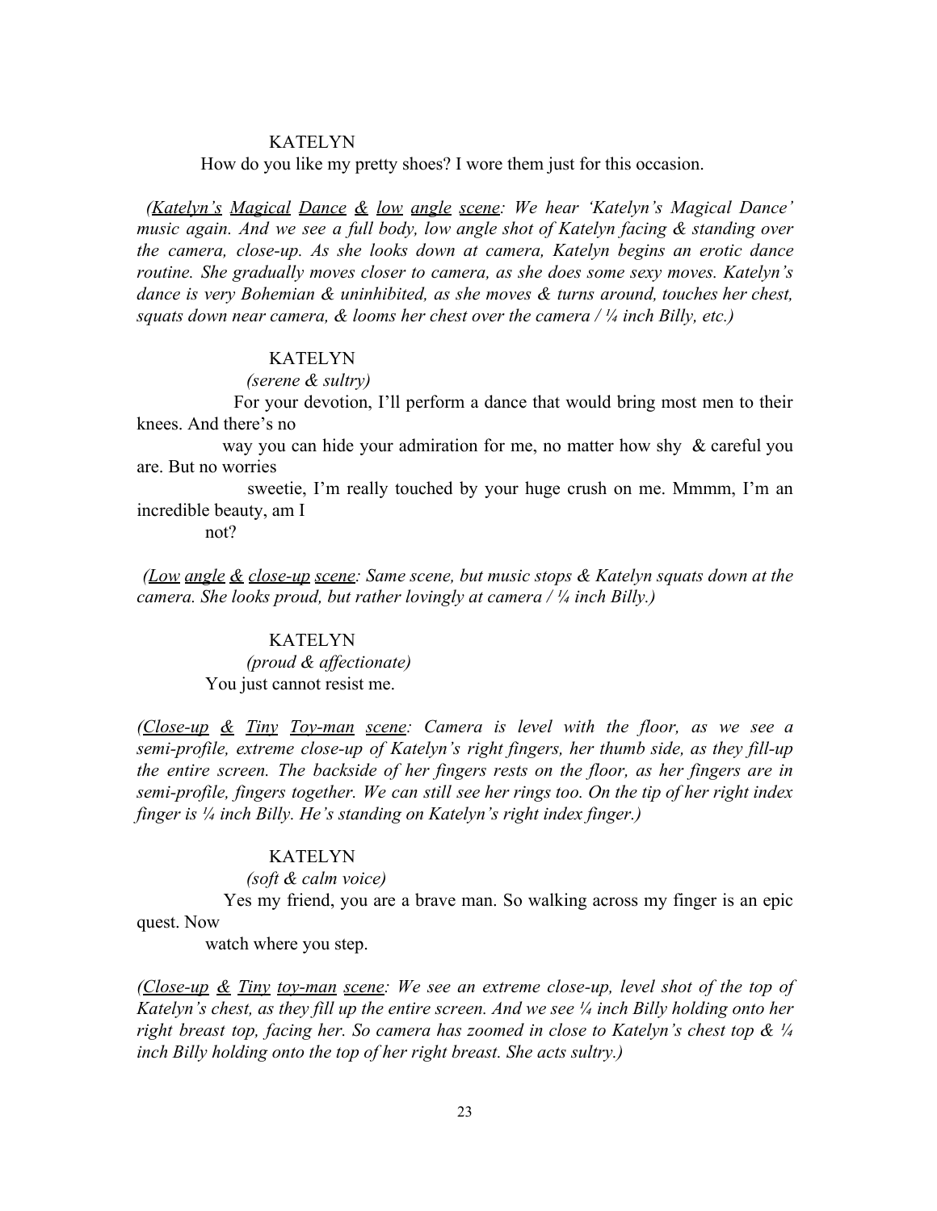KATELYN

How do you like my pretty shoes? I wore them just for this occasion.

*(Katelyn's Magical Dance & low angle scene: We hear 'Katelyn's Magical Dance' music again. And we see a full body, low angle shot of Katelyn facing & standing over the camera, close-up. As she looks down at camera, Katelyn begins an erotic dance routine. She gradually moves closer to camera, as she does some sexy moves. Katelyn's dance is very Bohemian & uninhibited, as she moves & turns around, touches her chest, squats down near camera, & looms her chest over the camera / ¼ inch Billy, etc.)*

KATELYN

*(serene & sultry)*

For your devotion, I'll perform a dance that would bring most men to their knees. And there's no way you can hide your admiration for me, no matter how shy & careful you are. But no worries sweetie, I'm really touched by your huge crush on me. Mmmm, I'm an incredible beauty, am I not?

*(Low angle & close-up scene: Same scene, but music stops & Katelyn squats down at the camera. She looks proud, but rather lovingly at camera / ¼ inch Billy.)*

KATELYN

*(proud & affectionate)*

You just cannot resist me.

*(Close-up & Tiny Toy-man scene: Camera is level with the floor, as we see a semi-profile, extreme close-up of Katelyn's right fingers, her thumb side, as they fill-up the entire screen. The backside of her fingers rests on the floor, as her fingers are in semi-profile, fingers together. We can still see her rings too. On the tip of her right index finger is ¼ inch Billy. He's standing on Katelyn's right index finger.)*

KATELYN

*(soft & calm voice)*

Yes my friend, you are a brave man. So walking across my finger is an epic quest. Now watch where you step.

*(Close-up & Tiny toy-man scene: We see an extreme close-up, level shot of the top of Katelyn's chest, as they fill up the entire screen. And we see ¼ inch Billy holding onto her right breast top, facing her. So camera has zoomed in close to Katelyn's chest top & ¼ inch Billy holding onto the top of her right breast. She acts sultry.)*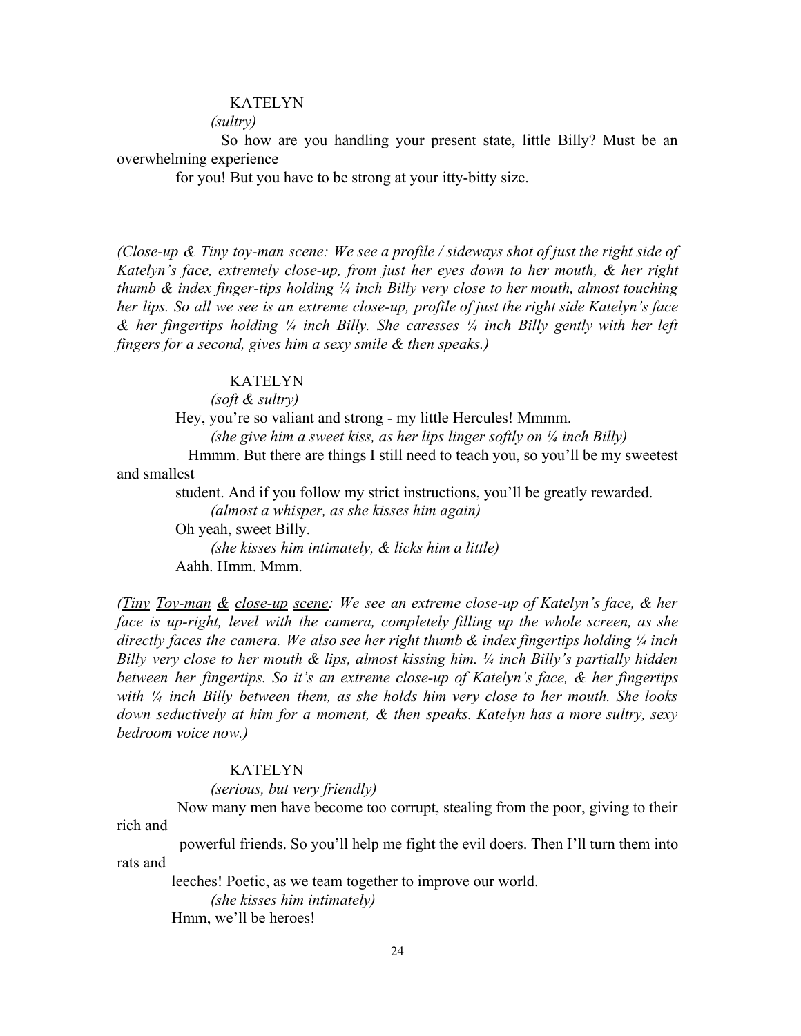KATELYN

*(sultry)*

So how are you handling your present state, little Billy? Must be an overwhelming experience for you! But you have to be strong at your itty-bitty size.

*(Close-up & Tiny toy-man scene: We see a profile / sideways shot of just the right side of Katelyn's face, extremely close-up, from just her eyes down to her mouth, & her right thumb & index finger-tips holding ¼ inch Billy very close to her mouth, almost touching her lips. So all we see is an extreme close-up, profile of just the right side Katelyn's face & her fingertips holding ¼ inch Billy. She caresses ¼ inch Billy gently with her left fingers for a second, gives him a sexy smile & then speaks.)*

KATELYN

*(soft & sultry)*

Hey, you're so valiant and strong - my little Hercules! Mmmm.

*(she give him a sweet kiss, as her lips linger softly on ¼ inch Billy)*

Hmmm. But there are things I still need to teach you, so you'll be my sweetest and smallest student. And if you follow my strict instructions, you'll be greatly rewarded.

*(almost a whisper, as she kisses him again)*

Oh yeah, sweet Billy.

*(she kisses him intimately, & licks him a little)*

Aahh. Hmm. Mmm.

*(Tiny Toy-man & close-up scene: We see an extreme close-up of Katelyn's face, & her face is up-right, level with the camera, completely filling up the whole screen, as she directly faces the camera. We also see her right thumb & index fingertips holding ¼ inch Billy very close to her mouth & lips, almost kissing him. ¼ inch Billy's partially hidden between her fingertips. So it's an extreme close-up of Katelyn's face, & her fingertips with ¼ inch Billy between them, as she holds him very close to her mouth. She looks down seductively at him for a moment, & then speaks. Katelyn has a more sultry, sexy bedroom voice now.)*

KATELYN

*(serious, but very friendly)*

Now many men have become too corrupt, stealing from the poor, giving to their rich and powerful friends. So you'll help me fight the evil doers. Then I'll turn them into rats and leeches! Poetic, as we team together to improve our world.

*(she kisses him intimately)*

Hmm, we'll be heroes!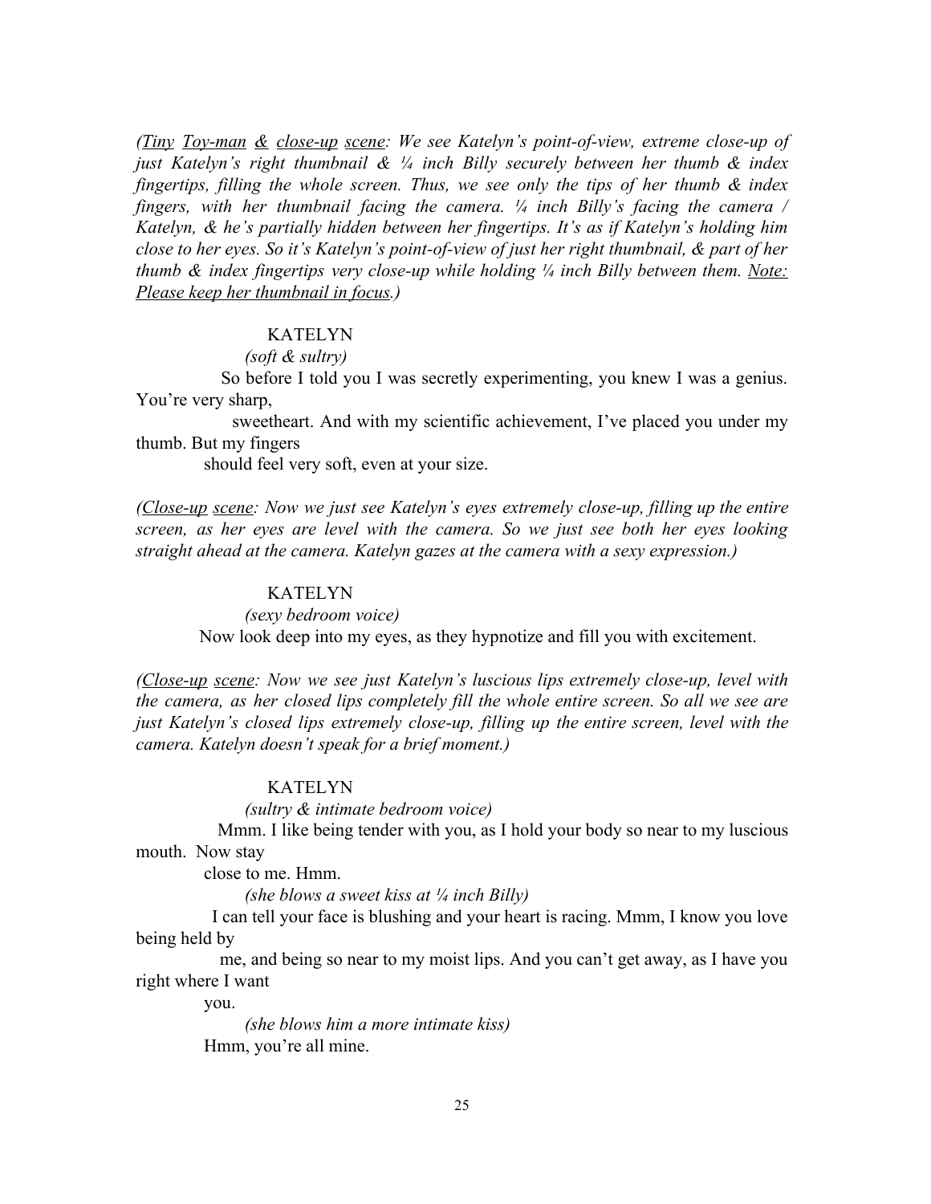*(<u>Tiny</u> <u>Toy-man</u> <u>&</u> <u>close-up</u> <u>scene</u>: We see Katelyn's point-of-view, extreme close-up of just Katelyn's right thumbnail & ¼ inch Billy securely between her thumb & index fingertips, filling the whole screen. Thus, we see only the tips of her thumb & index fingers, with her thumbnail facing the camera. ¼ inch Billy's facing the camera / Katelyn, & he's partially hidden between her fingertips. It's as if Katelyn's holding him close to her eyes. So it's Katelyn's point-of-view of just her right thumbnail, & part of her thumb & index fingertips very close-up while holding ¼ inch Billy between them. <u>Note: Please keep her thumbnail in focus</u>.)*

KATELYN

*(soft & sultry)*

So before I told you I was secretly experimenting, you knew I was a genius. You're very sharp, sweetheart. And with my scientific achievement, I've placed you under my thumb. But my fingers should feel very soft, even at your size.

*(<u>Close-up</u> <u>scene</u>: Now we just see Katelyn's eyes extremely close-up, filling up the entire screen, as her eyes are level with the camera. So we just see both her eyes looking straight ahead at the camera. Katelyn gazes at the camera with a sexy expression.)*

KATELYN

*(sexy bedroom voice)*

Now look deep into my eyes, as they hypnotize and fill you with excitement.

*(<u>Close-up</u> <u>scene</u>: Now we see just Katelyn's luscious lips extremely close-up, level with the camera, as her closed lips completely fill the whole entire screen. So all we see are just Katelyn's closed lips extremely close-up, filling up the entire screen, level with the camera. Katelyn doesn't speak for a brief moment.)*

KATELYN

*(sultry & intimate bedroom voice)*

Mmm. I like being tender with you, as I hold your body so near to my luscious mouth. Now stay close to me. Hmm.

*(she blows a sweet kiss at ¼ inch Billy)*

I can tell your face is blushing and your heart is racing. Mmm, I know you love being held by me, and being so near to my moist lips. And you can't get away, as I have you right where I want you.

*(she blows him a more intimate kiss)*

Hmm, you're all mine.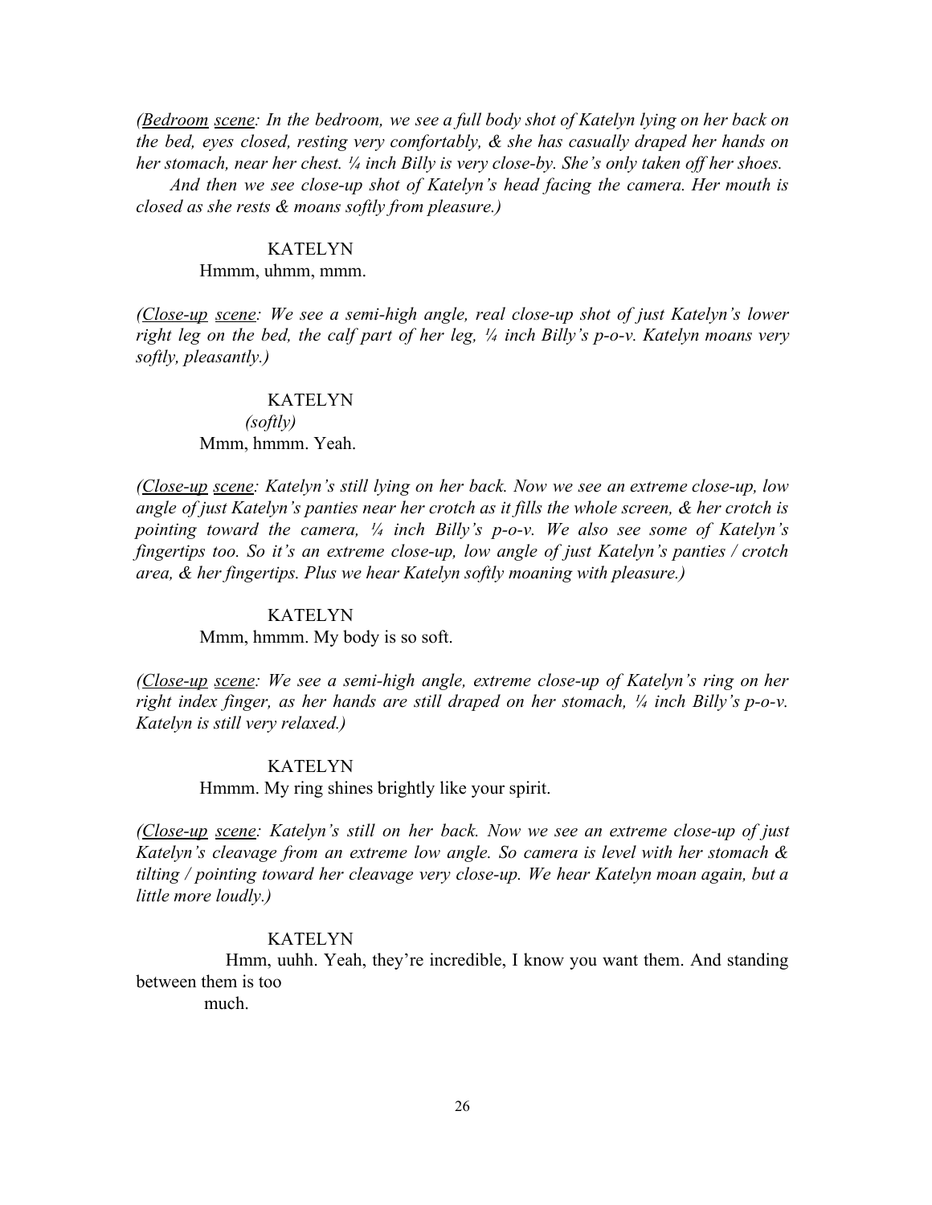*(<u>Bedroom</u> <u>scene</u>: In the bedroom, we see a full body shot of Katelyn lying on her back on the bed, eyes closed, resting very comfortably, & she has casually draped her hands on her stomach, near her chest. ¼ inch Billy is very close-by. She's only taken off her shoes.*

*And then we see close-up shot of Katelyn's head facing the camera. Her mouth is closed as she rests & moans softly from pleasure.)*

KATELYN

Hmmm, uhmm, mmm.

*(<u>Close-up</u> <u>scene</u>: We see a semi-high angle, real close-up shot of just Katelyn's lower right leg on the bed, the calf part of her leg, ¼ inch Billy's p-o-v. Katelyn moans very softly, pleasantly.)*

KATELYN

*(softly)*

Mmm, hmmm. Yeah.

*(<u>Close-up</u> <u>scene</u>: Katelyn's still lying on her back. Now we see an extreme close-up, low angle of just Katelyn's panties near her crotch as it fills the whole screen, & her crotch is pointing toward the camera, ¼ inch Billy's p-o-v. We also see some of Katelyn's fingertips too. So it's an extreme close-up, low angle of just Katelyn's panties / crotch area, & her fingertips. Plus we hear Katelyn softly moaning with pleasure.)*

KATELYN

Mmm, hmmm. My body is so soft.

*(<u>Close-up</u> <u>scene</u>: We see a semi-high angle, extreme close-up of Katelyn's ring on her right index finger, as her hands are still draped on her stomach, ¼ inch Billy's p-o-v. Katelyn is still very relaxed.)*

KATELYN

Hmmm. My ring shines brightly like your spirit.

*(<u>Close-up</u> <u>scene</u>: Katelyn's still on her back. Now we see an extreme close-up of just Katelyn's cleavage from an extreme low angle. So camera is level with her stomach & tilting / pointing toward her cleavage very close-up. We hear Katelyn moan again, but a little more loudly.)*

KATELYN

Hmm, uuhh. Yeah, they're incredible, I know you want them. And standing between them is too much.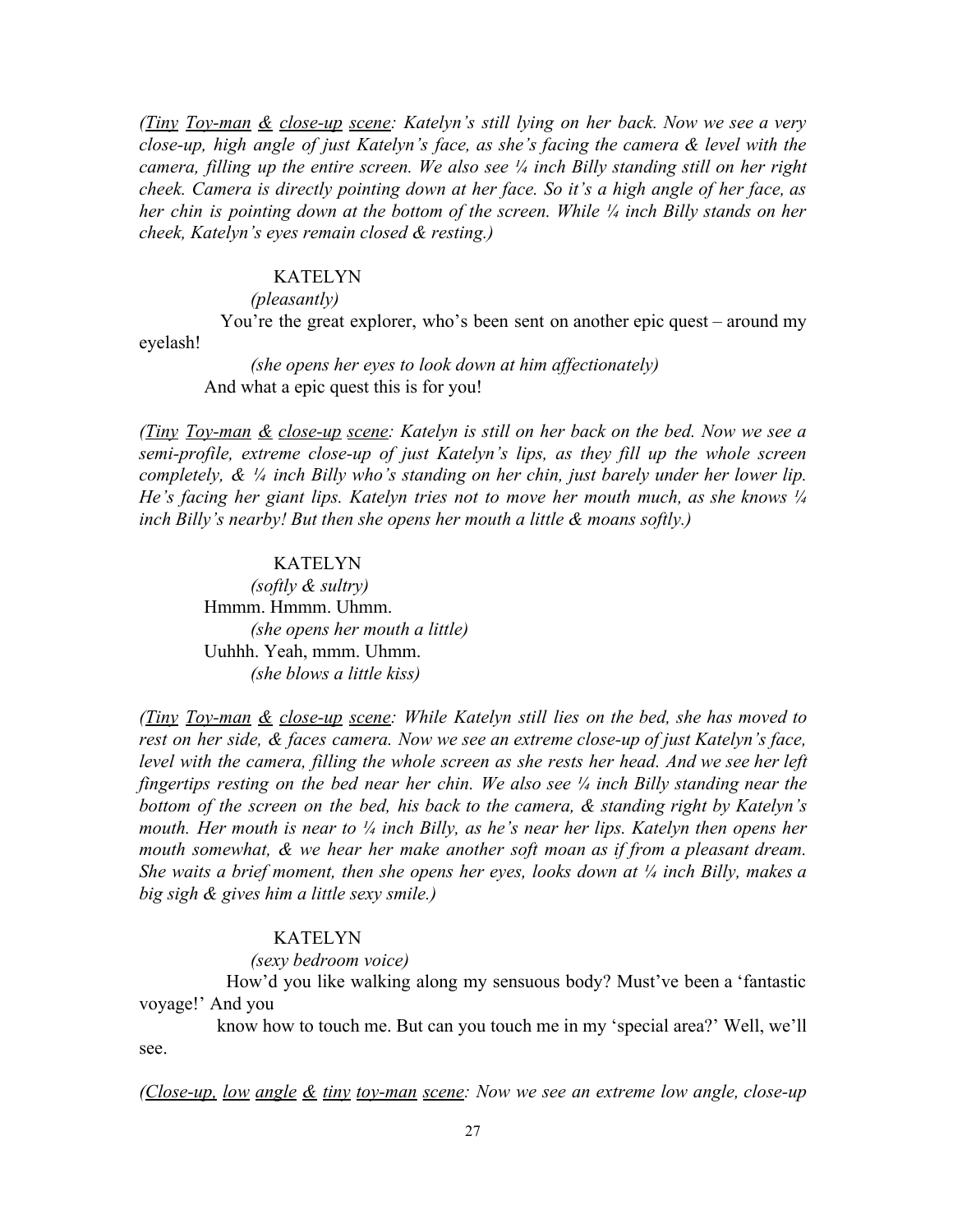*(Tiny Toy-man & close-up scene: Katelyn's still lying on her back. Now we see a very close-up, high angle of just Katelyn's face, as she's facing the camera & level with the camera, filling up the entire screen. We also see ¼ inch Billy standing still on her right cheek. Camera is directly pointing down at her face. So it's a high angle of her face, as her chin is pointing down at the bottom of the screen. While ¼ inch Billy stands on her cheek, Katelyn's eyes remain closed & resting.)*

KATELYN

*(pleasantly)*

You're the great explorer, who's been sent on another epic quest – around my eyelash!

*(she opens her eyes to look down at him affectionately)*

And what a epic quest this is for you!

*(Tiny Toy-man & close-up scene: Katelyn is still on her back on the bed. Now we see a semi-profile, extreme close-up of just Katelyn's lips, as they fill up the whole screen completely, & ¼ inch Billy who's standing on her chin, just barely under her lower lip. He's facing her giant lips. Katelyn tries not to move her mouth much, as she knows ¼ inch Billy's nearby! But then she opens her mouth a little & moans softly.)*

KATELYN

*(softly & sultry)*

Hmmm. Hmmm. Uhmm.

*(she opens her mouth a little)*

Uuhhh. Yeah, mmm. Uhmm.

*(she blows a little kiss)*

*(Tiny Toy-man & close-up scene: While Katelyn still lies on the bed, she has moved to rest on her side, & faces camera. Now we see an extreme close-up of just Katelyn's face, level with the camera, filling the whole screen as she rests her head. And we see her left fingertips resting on the bed near her chin. We also see ¼ inch Billy standing near the bottom of the screen on the bed, his back to the camera, & standing right by Katelyn's mouth. Her mouth is near to ¼ inch Billy, as he's near her lips. Katelyn then opens her mouth somewhat, & we hear her make another soft moan as if from a pleasant dream. She waits a brief moment, then she opens her eyes, looks down at ¼ inch Billy, makes a big sigh & gives him a little sexy smile.)*

KATELYN

*(sexy bedroom voice)*

How'd you like walking along my sensuous body? Must've been a 'fantastic voyage!' And you know how to touch me. But can you touch me in my 'special area?' Well, we'll see.

*(Close-up, low angle & tiny toy-man scene: Now we see an extreme low angle, close-up*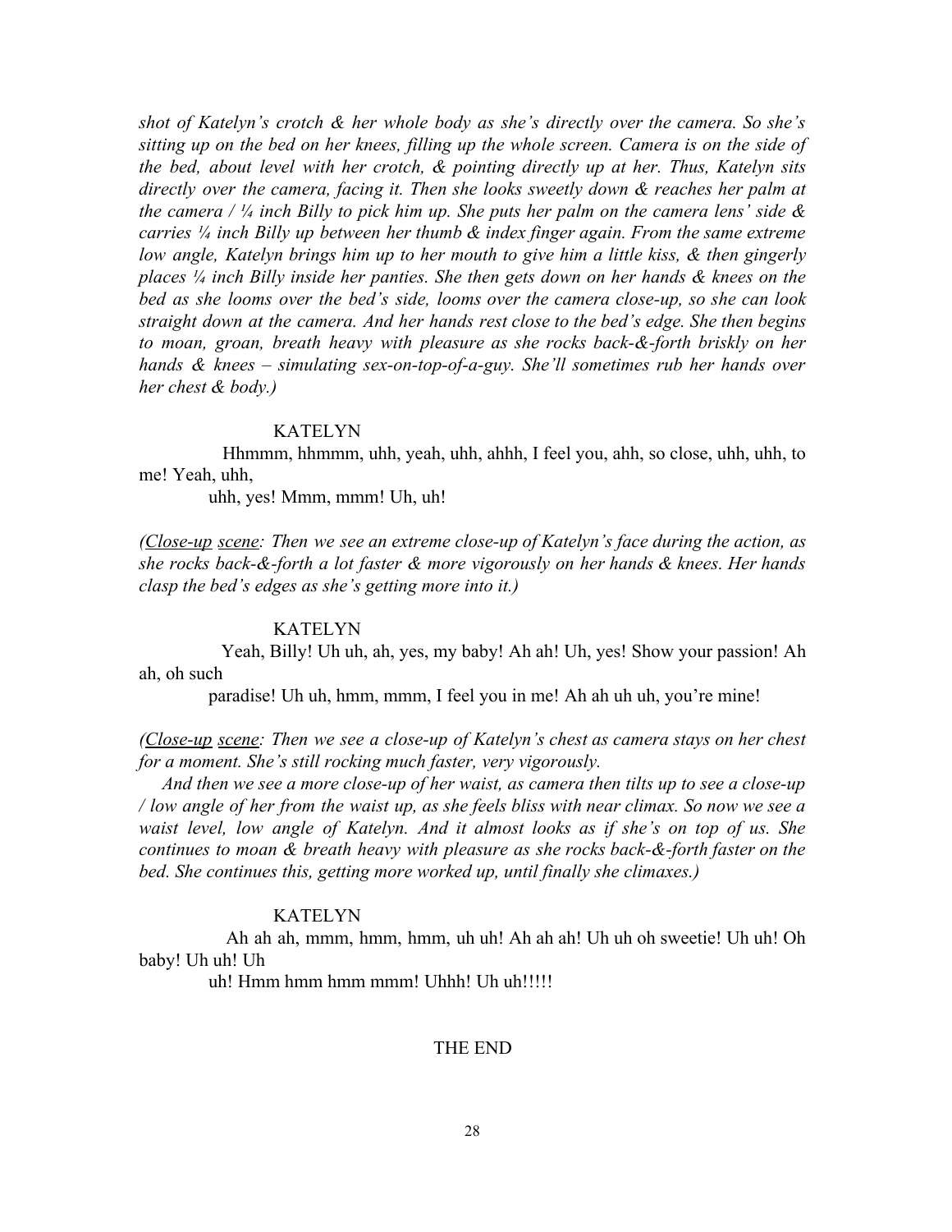*shot of Katelyn's crotch & her whole body as she's directly over the camera. So she's sitting up on the bed on her knees, filling up the whole screen. Camera is on the side of the bed, about level with her crotch, & pointing directly up at her. Thus, Katelyn sits directly over the camera, facing it. Then she looks sweetly down & reaches her palm at the camera / ¼ inch Billy to pick him up. She puts her palm on the camera lens' side & carries ¼ inch Billy up between her thumb & index finger again. From the same extreme low angle, Katelyn brings him up to her mouth to give him a little kiss, & then gingerly places ¼ inch Billy inside her panties. She then gets down on her hands & knees on the bed as she looms over the bed's side, looms over the camera close-up, so she can look straight down at the camera. And her hands rest close to the bed's edge. She then begins to moan, groan, breath heavy with pleasure as she rocks back-&-forth briskly on her hands & knees – simulating sex-on-top-of-a-guy. She'll sometimes rub her hands over her chest & body.)*

KATELYN

Hhmmm, hhmmm, uhh, yeah, uhh, ahhh, I feel you, ahh, so close, uhh, uhh, to me! Yeah, uhh,
uhh, yes! Mmm, mmm! Uh, uh!

*(<u>Close-up</u> <u>scene</u>: Then we see an extreme close-up of Katelyn's face during the action, as she rocks back-&-forth a lot faster & more vigorously on her hands & knees. Her hands clasp the bed's edges as she's getting more into it.)*

KATELYN

Yeah, Billy! Uh uh, ah, yes, my baby! Ah ah! Uh, yes! Show your passion! Ah ah, oh such
paradise! Uh uh, hmm, mmm, I feel you in me! Ah ah uh uh, you're mine!

*(<u>Close-up</u> <u>scene</u>: Then we see a close-up of Katelyn's chest as camera stays on her chest for a moment. She's still rocking much faster, very vigorously.*

*And then we see a more close-up of her waist, as camera then tilts up to see a close-up / low angle of her from the waist up, as she feels bliss with near climax. So now we see a waist level, low angle of Katelyn. And it almost looks as if she's on top of us. She continues to moan & breath heavy with pleasure as she rocks back-&-forth faster on the bed. She continues this, getting more worked up, until finally she climaxes.)*

KATELYN

Ah ah ah, mmm, hmm, hmm, uh uh! Ah ah ah! Uh uh oh sweetie! Uh uh! Oh baby! Uh uh! Uh
uh! Hmm hmm hmm mmm! Uhhh! Uh uh!!!!!

THE END